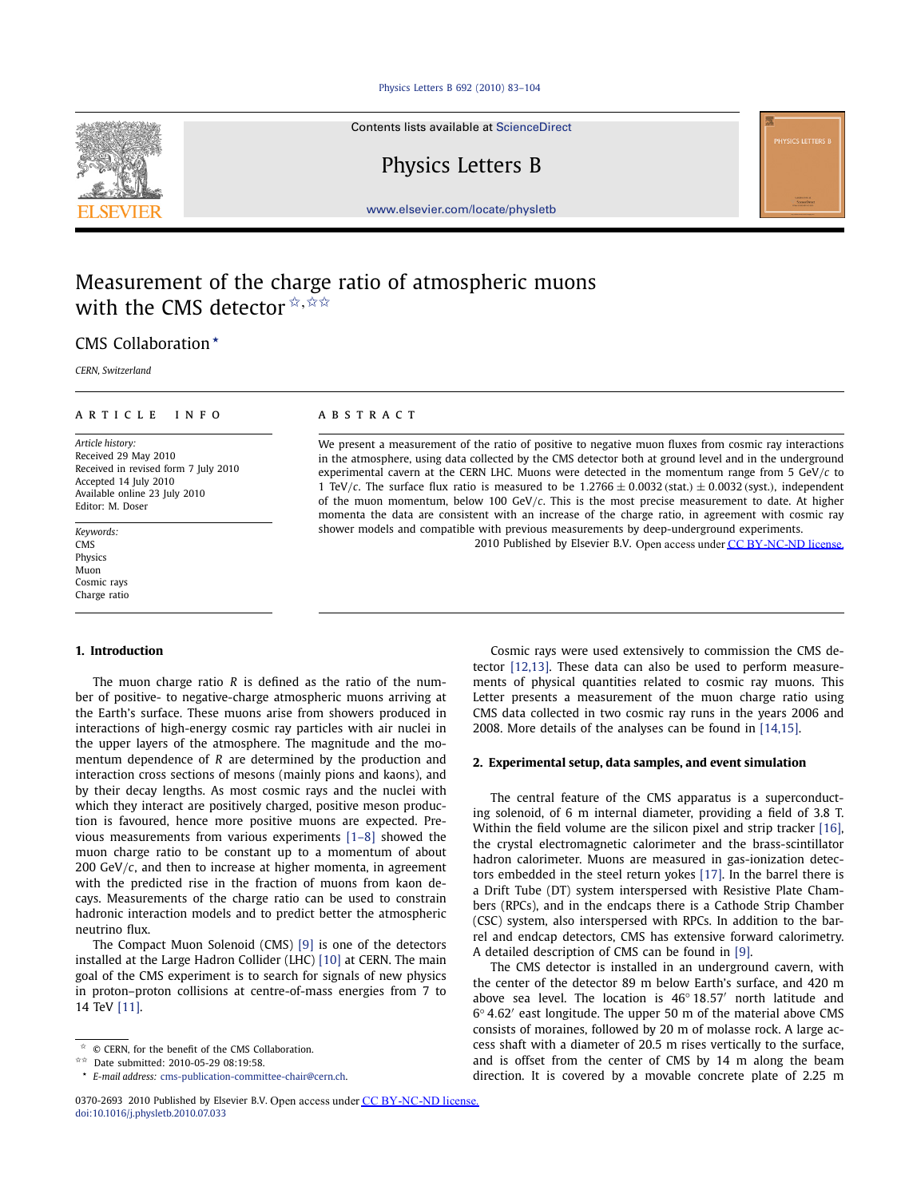# Measurement of the charge ratio of atmospheric muons with the CMS detector ☆,☆☆

CMS Collaboration *

*CERN, Switzerland*

---

**ARTICLE INFO**

*Article history:*
Received 29 May 2010
Received in revised form 7 July 2010
Accepted 14 July 2010
Available online 23 July 2010
Editor: M. Doser

*Keywords:*
CMS
Physics
Muon
Cosmic rays
Charge ratio

**ABSTRACT**

We present a measurement of the ratio of positive to negative muon fluxes from cosmic ray interactions in the atmosphere, using data collected by the CMS detector both at ground level and in the underground experimental cavern at the CERN LHC. Muons were detected in the momentum range from 5 GeV/$c$ to 1 TeV/$c$. The surface flux ratio is measured to be $1.2766 \pm 0.0032\,(\text{stat.}) \pm 0.0032\,(\text{syst.})$, independent of the muon momentum, below 100 GeV/$c$. This is the most precise measurement to date. At higher momenta the data are consistent with an increase of the charge ratio, in agreement with cosmic ray shower models and compatible with previous measurements by deep-underground experiments.

2010 Published by Elsevier B.V. Open access under CC BY-NC-ND license.

---

## 1. Introduction

The muon charge ratio $R$ is defined as the ratio of the number of positive- to negative-charge atmospheric muons arriving at the Earth's surface. These muons arise from showers produced in interactions of high-energy cosmic ray particles with air nuclei in the upper layers of the atmosphere. The magnitude and the momentum dependence of $R$ are determined by the production and interaction cross sections of mesons (mainly pions and kaons), and by their decay lengths. As most cosmic rays and the nuclei with which they interact are positively charged, positive meson production is favoured, hence more positive muons are expected. Previous measurements from various experiments [1–8] showed the muon charge ratio to be constant up to a momentum of about 200 GeV/$c$, and then to increase at higher momenta, in agreement with the predicted rise in the fraction of muons from kaon decays. Measurements of the charge ratio can be used to constrain hadronic interaction models and to predict better the atmospheric neutrino flux.

The Compact Muon Solenoid (CMS) [9] is one of the detectors installed at the Large Hadron Collider (LHC) [10] at CERN. The main goal of the CMS experiment is to search for signals of new physics in proton–proton collisions at centre-of-mass energies from 7 to 14 TeV [11].

Cosmic rays were used extensively to commission the CMS detector [12,13]. These data can also be used to perform measurements of physical quantities related to cosmic ray muons. This Letter presents a measurement of the muon charge ratio using CMS data collected in two cosmic ray runs in the years 2006 and 2008. More details of the analyses can be found in [14,15].

## 2. Experimental setup, data samples, and event simulation

The central feature of the CMS apparatus is a superconducting solenoid, of 6 m internal diameter, providing a field of 3.8 T. Within the field volume are the silicon pixel and strip tracker [16], the crystal electromagnetic calorimeter and the brass-scintillator hadron calorimeter. Muons are measured in gas-ionization detectors embedded in the steel return yokes [17]. In the barrel there is a Drift Tube (DT) system interspersed with Resistive Plate Chambers (RPCs), and in the endcaps there is a Cathode Strip Chamber (CSC) system, also interspersed with RPCs. In addition to the barrel and endcap detectors, CMS has extensive forward calorimetry. A detailed description of CMS can be found in [9].

The CMS detector is installed in an underground cavern, with the center of the detector 89 m below Earth's surface, and 420 m above sea level. The location is 46° 18.57′ north latitude and 6° 4.62′ east longitude. The upper 50 m of the material above CMS consists of moraines, followed by 20 m of molasse rock. A large access shaft with a diameter of 20.5 m rises vertically to the surface, and is offset from the center of CMS by 14 m along the beam direction. It is covered by a movable concrete plate of 2.25 m

---

☆ © CERN, for the benefit of the CMS Collaboration.
☆☆ Date submitted: 2010-05-29 08:19:58.
* *E-mail address:* cms-publication-committee-chair@cern.ch.

0370-2693 2010 Published by Elsevier B.V. Open access under CC BY-NC-ND license.
doi:10.1016/j.physletb.2010.07.033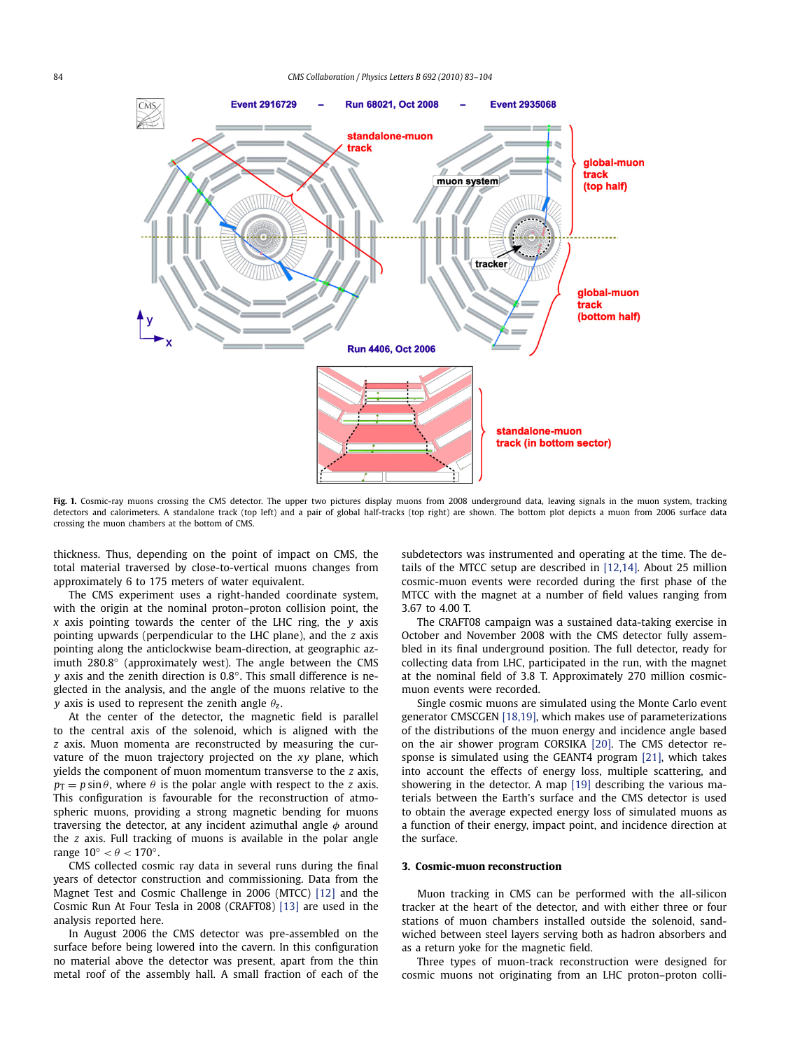**Fig. 1.** Cosmic-ray muons crossing the CMS detector. The upper two pictures display muons from 2008 underground data, leaving signals in the muon system, tracking detectors and calorimeters. A standalone track (top left) and a pair of global half-tracks (top right) are shown. The bottom plot depicts a muon from 2006 surface data crossing the muon chambers at the bottom of CMS.

thickness. Thus, depending on the point of impact on CMS, the total material traversed by close-to-vertical muons changes from approximately 6 to 175 meters of water equivalent.

The CMS experiment uses a right-handed coordinate system, with the origin at the nominal proton–proton collision point, the $x$ axis pointing towards the center of the LHC ring, the $y$ axis pointing upwards (perpendicular to the LHC plane), and the $z$ axis pointing along the anticlockwise beam-direction, at geographic azimuth 280.8° (approximately west). The angle between the CMS $y$ axis and the zenith direction is 0.8°. This small difference is neglected in the analysis, and the angle of the muons relative to the $y$ axis is used to represent the zenith angle $\theta_z$.

At the center of the detector, the magnetic field is parallel to the central axis of the solenoid, which is aligned with the $z$ axis. Muon momenta are reconstructed by measuring the curvature of the muon trajectory projected on the $xy$ plane, which yields the component of muon momentum transverse to the $z$ axis, $p_T = p \sin\theta$, where $\theta$ is the polar angle with respect to the $z$ axis. This configuration is favourable for the reconstruction of atmospheric muons, providing a strong magnetic bending for muons traversing the detector, at any incident azimuthal angle $\phi$ around the $z$ axis. Full tracking of muons is available in the polar angle range $10° < \theta < 170°$.

CMS collected cosmic ray data in several runs during the final years of detector construction and commissioning. Data from the Magnet Test and Cosmic Challenge in 2006 (MTCC) [12] and the Cosmic Run At Four Tesla in 2008 (CRAFT08) [13] are used in the analysis reported here.

In August 2006 the CMS detector was pre-assembled on the surface before being lowered into the cavern. In this configuration no material above the detector was present, apart from the thin metal roof of the assembly hall. A small fraction of each of the subdetectors was instrumented and operating at the time. The details of the MTCC setup are described in [12,14]. About 25 million cosmic-muon events were recorded during the first phase of the MTCC with the magnet at a number of field values ranging from 3.67 to 4.00 T.

The CRAFT08 campaign was a sustained data-taking exercise in October and November 2008 with the CMS detector fully assembled in its final underground position. The full detector, ready for collecting data from LHC, participated in the run, with the magnet at the nominal field of 3.8 T. Approximately 270 million cosmic-muon events were recorded.

Single cosmic muons are simulated using the Monte Carlo event generator CMSCGEN [18,19], which makes use of parameterizations of the distributions of the muon energy and incidence angle based on the air shower program CORSIKA [20]. The CMS detector response is simulated using the GEANT4 program [21], which takes into account the effects of energy loss, multiple scattering, and showering in the detector. A map [19] describing the various materials between the Earth's surface and the CMS detector is used to obtain the average expected energy loss of simulated muons as a function of their energy, impact point, and incidence direction at the surface.

## 3. Cosmic-muon reconstruction

Muon tracking in CMS can be performed with the all-silicon tracker at the heart of the detector, and with either three or four stations of muon chambers installed outside the solenoid, sandwiched between steel layers serving both as hadron absorbers and as a return yoke for the magnetic field.

Three types of muon-track reconstruction were designed for cosmic muons not originating from an LHC proton–proton colli-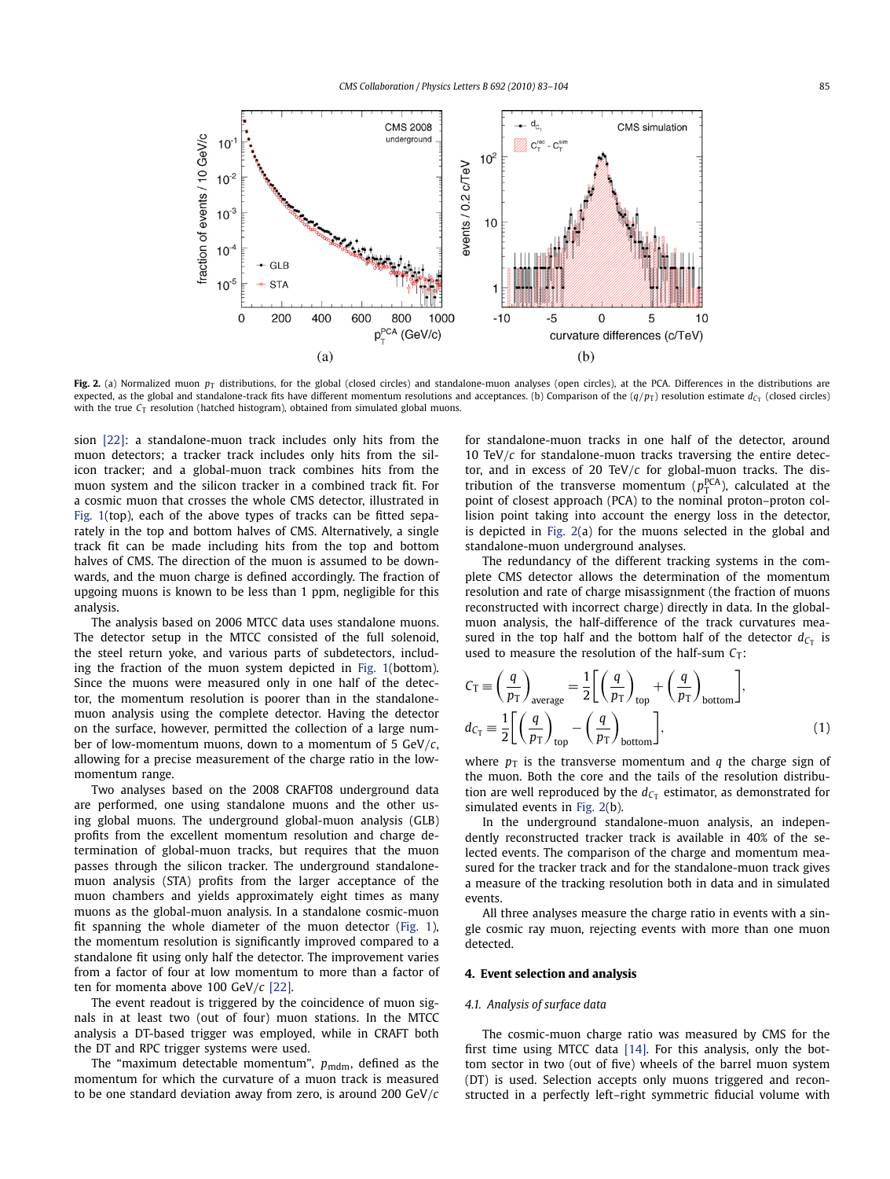**Fig. 2.** (a) Normalized muon $p_T$ distributions, for the global (closed circles) and standalone-muon analyses (open circles), at the PCA. Differences in the distributions are expected, as the global and standalone-track fits have different momentum resolutions and acceptances. (b) Comparison of the $(q/p_T)$ resolution estimate $d_{C_T}$ (closed circles) with the true $C_T$ resolution (hatched histogram), obtained from simulated global muons.

sion [22]: a standalone-muon track includes only hits from the muon detectors; a tracker track includes only hits from the silicon tracker; and a global-muon track combines hits from the muon system and the silicon tracker in a combined track fit. For a cosmic muon that crosses the whole CMS detector, illustrated in Fig. 1(top), each of the above types of tracks can be fitted separately in the top and bottom halves of CMS. Alternatively, a single track fit can be made including hits from the top and bottom halves of CMS. The direction of the muon is assumed to be downwards, and the muon charge is defined accordingly. The fraction of upgoing muons is known to be less than 1 ppm, negligible for this analysis.

The analysis based on 2006 MTCC data uses standalone muons. The detector setup in the MTCC consisted of the full solenoid, the steel return yoke, and various parts of subdetectors, including the fraction of the muon system depicted in Fig. 1(bottom). Since the muons were measured only in one half of the detector, the momentum resolution is poorer than in the standalone-muon analysis using the complete detector. Having the detector on the surface, however, permitted the collection of a large number of low-momentum muons, down to a momentum of 5 GeV/$c$, allowing for a precise measurement of the charge ratio in the low-momentum range.

Two analyses based on the 2008 CRAFT08 underground data are performed, one using standalone muons and the other using global muons. The underground global-muon analysis (GLB) profits from the excellent momentum resolution and charge determination of global-muon tracks, but requires that the muon passes through the silicon tracker. The underground standalone-muon analysis (STA) profits from the larger acceptance of the muon chambers and yields approximately eight times as many muons as the global-muon analysis. In a standalone cosmic-muon fit spanning the whole diameter of the muon detector (Fig. 1), the momentum resolution is significantly improved compared to a standalone fit using only half the detector. The improvement varies from a factor of four at low momentum to more than a factor of ten for momenta above 100 GeV/$c$ [22].

The event readout is triggered by the coincidence of muon signals in at least two (out of four) muon stations. In the MTCC analysis a DT-based trigger was employed, while in CRAFT both the DT and RPC trigger systems were used.

The "maximum detectable momentum", $p_{\mathrm{mdm}}$, defined as the momentum for which the curvature of a muon track is measured to be one standard deviation away from zero, is around 200 GeV/$c$ for standalone-muon tracks in one half of the detector, around 10 TeV/$c$ for standalone-muon tracks traversing the entire detector, and in excess of 20 TeV/$c$ for global-muon tracks. The distribution of the transverse momentum ($p_T^{\mathrm{PCA}}$), calculated at the point of closest approach (PCA) to the nominal proton–proton collision point taking into account the energy loss in the detector, is depicted in Fig. 2(a) for the muons selected in the global and standalone-muon underground analyses.

The redundancy of the different tracking systems in the complete CMS detector allows the determination of the momentum resolution and rate of charge misassignment (the fraction of muons reconstructed with incorrect charge) directly in data. In the global-muon analysis, the half-difference of the track curvatures measured in the top half and the bottom half of the detector $d_{C_T}$ is used to measure the resolution of the half-sum $C_T$:

$$C_T \equiv \left(\frac{q}{p_T}\right)_{\mathrm{average}} = \frac{1}{2}\left[\left(\frac{q}{p_T}\right)_{\mathrm{top}} + \left(\frac{q}{p_T}\right)_{\mathrm{bottom}}\right],$$
$$d_{C_T} \equiv \frac{1}{2}\left[\left(\frac{q}{p_T}\right)_{\mathrm{top}} - \left(\frac{q}{p_T}\right)_{\mathrm{bottom}}\right], \tag{1}$$

where $p_T$ is the transverse momentum and $q$ the charge sign of the muon. Both the core and the tails of the resolution distribution are well reproduced by the $d_{C_T}$ estimator, as demonstrated for simulated events in Fig. 2(b).

In the underground standalone-muon analysis, an independently reconstructed tracker track is available in 40% of the selected events. The comparison of the charge and momentum measured for the tracker track and for the standalone-muon track gives a measure of the tracking resolution both in data and in simulated events.

All three analyses measure the charge ratio in events with a single cosmic ray muon, rejecting events with more than one muon detected.

## 4. Event selection and analysis

### 4.1. Analysis of surface data

The cosmic-muon charge ratio was measured by CMS for the first time using MTCC data [14]. For this analysis, only the bottom sector in two (out of five) wheels of the barrel muon system (DT) is used. Selection accepts only muons triggered and reconstructed in a perfectly left–right symmetric fiducial volume with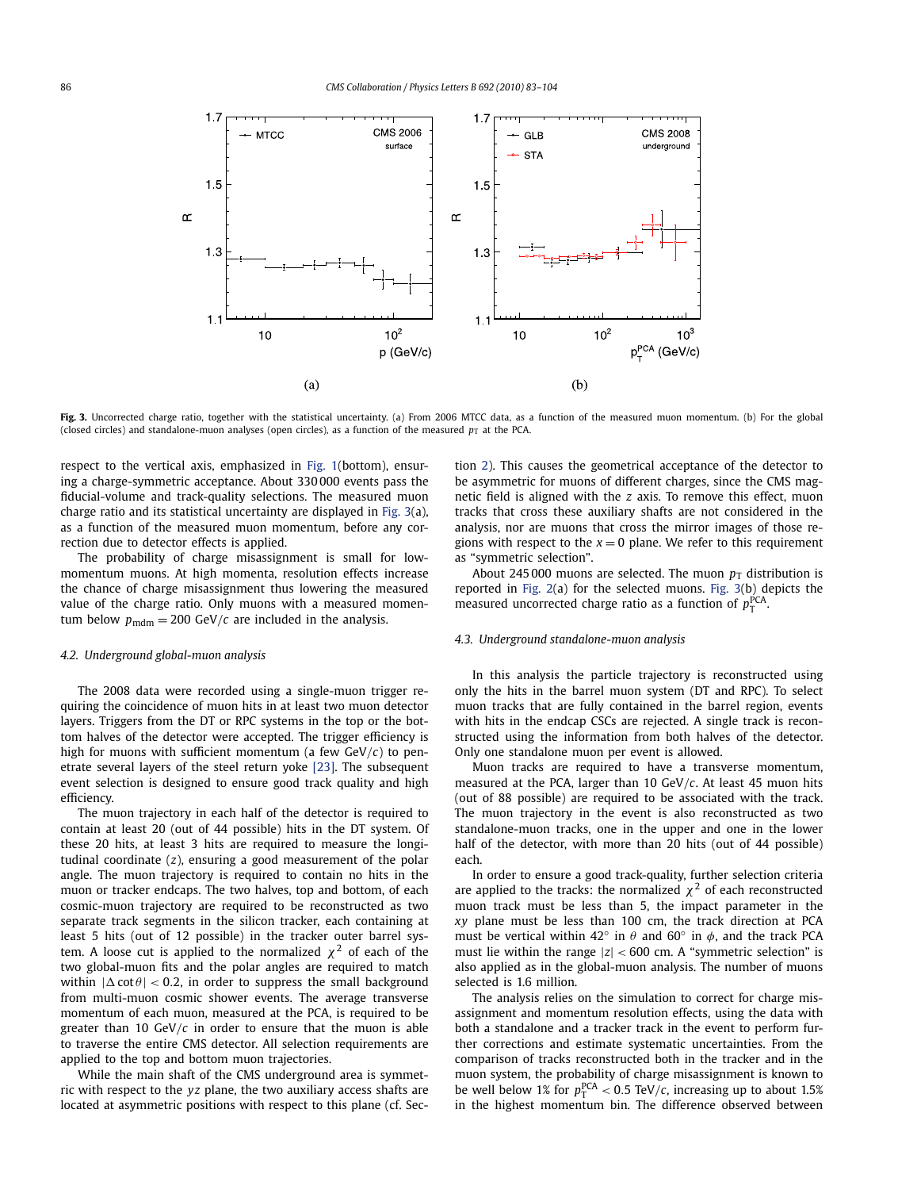**Fig. 3.** Uncorrected charge ratio, together with the statistical uncertainty. (a) From 2006 MTCC data, as a function of the measured muon momentum. (b) For the global (closed circles) and standalone-muon analyses (open circles), as a function of the measured $p_T$ at the PCA.

respect to the vertical axis, emphasized in Fig. 1(bottom), ensuring a charge-symmetric acceptance. About 330 000 events pass the fiducial-volume and track-quality selections. The measured muon charge ratio and its statistical uncertainty are displayed in Fig. 3(a), as a function of the measured muon momentum, before any correction due to detector effects is applied.

The probability of charge misassignment is small for low-momentum muons. At high momenta, resolution effects increase the chance of charge misassignment thus lowering the measured value of the charge ratio. Only muons with a measured momentum below $p_{mdm} = 200$ GeV/$c$ are included in the analysis.

### 4.2. Underground global-muon analysis

The 2008 data were recorded using a single-muon trigger requiring the coincidence of muon hits in at least two muon detector layers. Triggers from the DT or RPC systems in the top or the bottom halves of the detector were accepted. The trigger efficiency is high for muons with sufficient momentum (a few GeV/$c$) to penetrate several layers of the steel return yoke [23]. The subsequent event selection is designed to ensure good track quality and high efficiency.

The muon trajectory in each half of the detector is required to contain at least 20 (out of 44 possible) hits in the DT system. Of these 20 hits, at least 3 hits are required to measure the longitudinal coordinate ($z$), ensuring a good measurement of the polar angle. The muon trajectory is required to contain no hits in the muon or tracker endcaps. The two halves, top and bottom, of each cosmic-muon trajectory are required to be reconstructed as two separate track segments in the silicon tracker, each containing at least 5 hits (out of 12 possible) in the tracker outer barrel system. A loose cut is applied to the normalized $\chi^2$ of each of the two global-muon fits and the polar angles are required to match within $|\Delta \cot\theta| < 0.2$, in order to suppress the small background from multi-muon cosmic shower events. The average transverse momentum of each muon, measured at the PCA, is required to be greater than 10 GeV/$c$ in order to ensure that the muon is able to traverse the entire CMS detector. All selection requirements are applied to the top and bottom muon trajectories.

While the main shaft of the CMS underground area is symmetric with respect to the $yz$ plane, the two auxiliary access shafts are located at asymmetric positions with respect to this plane (cf. Section 2). This causes the geometrical acceptance of the detector to be asymmetric for muons of different charges, since the CMS magnetic field is aligned with the $z$ axis. To remove this effect, muon tracks that cross these auxiliary shafts are not considered in the analysis, nor are muons that cross the mirror images of those regions with respect to the $x = 0$ plane. We refer to this requirement as "symmetric selection".

About 245 000 muons are selected. The muon $p_T$ distribution is reported in Fig. 2(a) for the selected muons. Fig. 3(b) depicts the measured uncorrected charge ratio as a function of $p_T^{PCA}$.

### 4.3. Underground standalone-muon analysis

In this analysis the particle trajectory is reconstructed using only the hits in the barrel muon system (DT and RPC). To select muon tracks that are fully contained in the barrel region, events with hits in the endcap CSCs are rejected. A single track is reconstructed using the information from both halves of the detector. Only one standalone muon per event is allowed.

Muon tracks are required to have a transverse momentum, measured at the PCA, larger than 10 GeV/$c$. At least 45 muon hits (out of 88 possible) are required to be associated with the track. The muon trajectory in the event is also reconstructed as two standalone-muon tracks, one in the upper and one in the lower half of the detector, with more than 20 hits (out of 44 possible) each.

In order to ensure a good track-quality, further selection criteria are applied to the tracks: the normalized $\chi^2$ of each reconstructed muon track must be less than 5, the impact parameter in the $xy$ plane must be less than 100 cm, the track direction at PCA must be vertical within 42° in $\theta$ and 60° in $\phi$, and the track PCA must lie within the range $|z| < 600$ cm. A "symmetric selection" is also applied as in the global-muon analysis. The number of muons selected is 1.6 million.

The analysis relies on the simulation to correct for charge misassignment and momentum resolution effects, using the data with both a standalone and a tracker track in the event to perform further corrections and estimate systematic uncertainties. From the comparison of tracks reconstructed both in the tracker and in the muon system, the probability of charge misassignment is known to be well below 1% for $p_T^{PCA} < 0.5$ TeV/$c$, increasing up to about 1.5% in the highest momentum bin. The difference observed between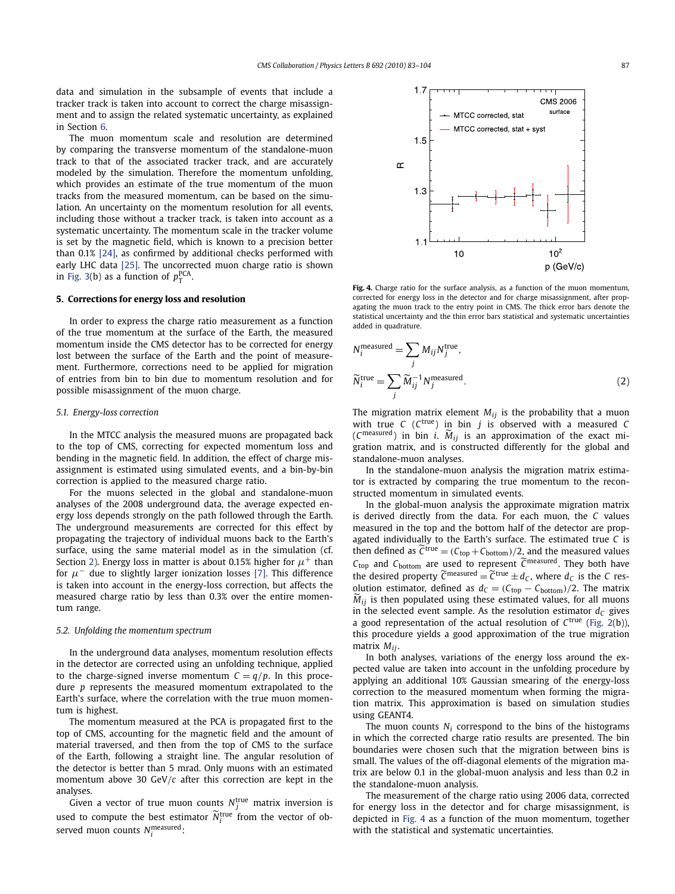data and simulation in the subsample of events that include a tracker track is taken into account to correct the charge misassignment and to assign the related systematic uncertainty, as explained in Section 6.

The muon momentum scale and resolution are determined by comparing the transverse momentum of the standalone-muon track to that of the associated tracker track, and are accurately modeled by the simulation. Therefore the momentum unfolding, which provides an estimate of the true momentum of the muon tracks from the measured momentum, can be based on the simulation. An uncertainty on the momentum resolution for all events, including those without a tracker track, is taken into account as a systematic uncertainty. The momentum scale in the tracker volume is set by the magnetic field, which is known to a precision better than 0.1% [24], as confirmed by additional checks performed with early LHC data [25]. The uncorrected muon charge ratio is shown in Fig. 3(b) as a function of $p_T^{PCA}$.

## 5. Corrections for energy loss and resolution

In order to express the charge ratio measurement as a function of the true momentum at the surface of the Earth, the measured momentum inside the CMS detector has to be corrected for energy lost between the surface of the Earth and the point of measurement. Furthermore, corrections need to be applied for migration of entries from bin to bin due to momentum resolution and for possible misassignment of the muon charge.

### 5.1. Energy-loss correction

In the MTCC analysis the measured muons are propagated back to the top of CMS, correcting for expected momentum loss and bending in the magnetic field. In addition, the effect of charge misassignment is estimated using simulated events, and a bin-by-bin correction is applied to the measured charge ratio.

For the muons selected in the global and standalone-muon analyses of the 2008 underground data, the average expected energy loss depends strongly on the path followed through the Earth. The underground measurements are corrected for this effect by propagating the trajectory of individual muons back to the Earth's surface, using the same material model as in the simulation (cf. Section 2). Energy loss in matter is about 0.15% higher for $\mu^+$ than for $\mu^-$ due to slightly larger ionization losses [7]. This difference is taken into account in the energy-loss correction, but affects the measured charge ratio by less than 0.3% over the entire momentum range.

### 5.2. Unfolding the momentum spectrum

In the underground data analyses, momentum resolution effects in the detector are corrected using an unfolding technique, applied to the charge-signed inverse momentum $C = q/p$. In this procedure $p$ represents the measured momentum extrapolated to the Earth's surface, where the correlation with the true momentum is highest.

The momentum measured at the PCA is propagated first to the top of CMS, accounting for the magnetic field and the amount of material traversed, and then from the top of CMS to the surface of the Earth, following a straight line. The angular resolution of the detector is better than 5 mrad. Only muons with an estimated momentum above 30 GeV/$c$ after this correction are kept in the analyses.

Given a vector of true muon counts $N_j^{\text{true}}$ matrix inversion is used to compute the best estimator $\widetilde{N}_i^{\text{true}}$ from the vector of observed muon counts $N_i^{\text{measured}}$:

Fig. 4. Charge ratio for the surface analysis, as a function of the muon momentum, corrected for energy loss in the detector and for charge misassignment, after propagating the muon track to the entry point in CMS. The thick error bars denote the statistical uncertainty and the thin error bars statistical and systematic uncertainties added in quadrature.

$$N_i^{\text{measured}} = \sum_j M_{ij} N_j^{\text{true}},$$

$$\widetilde{N}_i^{\text{true}} = \sum_j \widetilde{M}_{ij}^{-1} N_j^{\text{measured}}. \tag{2}$$

The migration matrix element $M_{ij}$ is the probability that a muon with true $C$ ($C^{\text{true}}$) in bin $j$ is observed with a measured $C$ ($C^{\text{measured}}$) in bin $i$. $\widetilde{M}_{ij}$ is an approximation of the exact migration matrix, and is constructed differently for the global and standalone-muon analyses.

In the standalone-muon analysis the migration matrix estimator is extracted by comparing the true momentum to the reconstructed momentum in simulated events.

In the global-muon analysis the approximate migration matrix is derived directly from the data. For each muon, the $C$ values measured in the top and the bottom half of the detector are propagated individually to the Earth's surface. The estimated true $C$ is then defined as $\widetilde{C}^{\text{true}} = (C_{\text{top}} + C_{\text{bottom}})/2$, and the measured values $C_{\text{top}}$ and $C_{\text{bottom}}$ are used to represent $\widetilde{C}^{\text{measured}}$. They both have the desired property $\widetilde{C}^{\text{measured}} = \widetilde{C}^{\text{true}} \pm d_C$, where $d_C$ is the $C$ resolution estimator, defined as $d_C = (C_{\text{top}} - C_{\text{bottom}})/2$. The matrix $\widetilde{M}_{ij}$ is then populated using these estimated values, for all muons in the selected event sample. As the resolution estimator $d_C$ gives a good representation of the actual resolution of $C^{\text{true}}$ (Fig. 2(b)), this procedure yields a good approximation of the true migration matrix $M_{ij}$.

In both analyses, variations of the energy loss around the expected value are taken into account in the unfolding procedure by applying an additional 10% Gaussian smearing of the energy-loss correction to the measured momentum when forming the migration matrix. This approximation is based on simulation studies using GEANT4.

The muon counts $N_i$ correspond to the bins of the histograms in which the corrected charge ratio results are presented. The bin boundaries were chosen such that the migration between bins is small. The values of the off-diagonal elements of the migration matrix are below 0.1 in the global-muon analysis and less than 0.2 in the standalone-muon analysis.

The measurement of the charge ratio using 2006 data, corrected for energy loss in the detector and for charge misassignment, is depicted in Fig. 4 as a function of the muon momentum, together with the statistical and systematic uncertainties.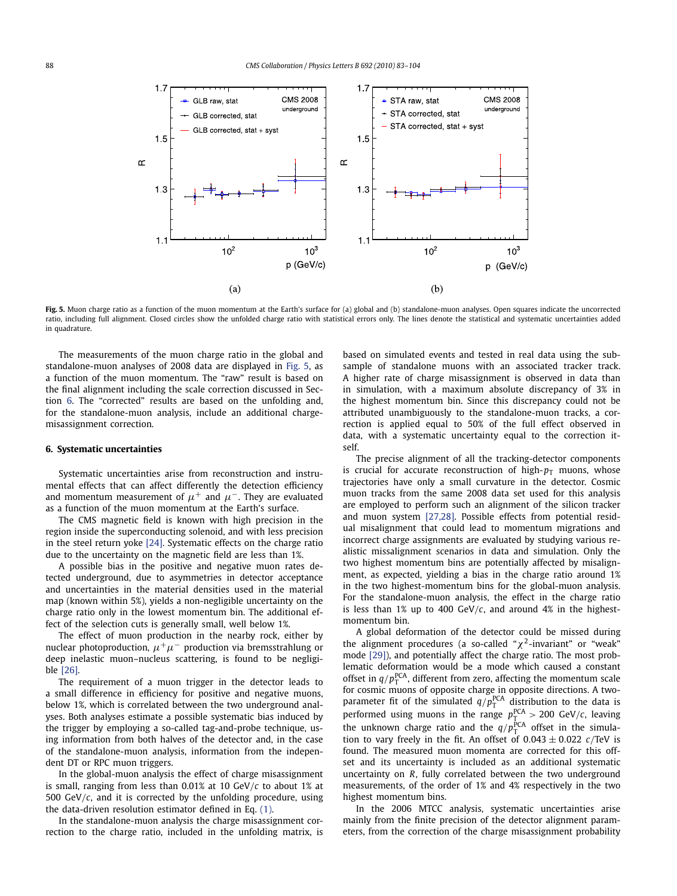**Fig. 5.** Muon charge ratio as a function of the muon momentum at the Earth's surface for (a) global and (b) standalone-muon analyses. Open squares indicate the uncorrected ratio, including full alignment. Closed circles show the unfolded charge ratio with statistical errors only. The lines denote the statistical and systematic uncertainties added in quadrature.

The measurements of the muon charge ratio in the global and standalone-muon analyses of 2008 data are displayed in Fig. 5, as a function of the muon momentum. The "raw" result is based on the final alignment including the scale correction discussed in Section 6. The "corrected" results are based on the unfolding and, for the standalone-muon analysis, include an additional charge-misassignment correction.

## 6. Systematic uncertainties

Systematic uncertainties arise from reconstruction and instrumental effects that can affect differently the detection efficiency and momentum measurement of $\mu^+$ and $\mu^-$. They are evaluated as a function of the muon momentum at the Earth's surface.

The CMS magnetic field is known with high precision in the region inside the superconducting solenoid, and with less precision in the steel return yoke [24]. Systematic effects on the charge ratio due to the uncertainty on the magnetic field are less than 1%.

A possible bias in the positive and negative muon rates detected underground, due to asymmetries in detector acceptance and uncertainties in the material densities used in the material map (known within 5%), yields a non-negligible uncertainty on the charge ratio only in the lowest momentum bin. The additional effect of the selection cuts is generally small, well below 1%.

The effect of muon production in the nearby rock, either by nuclear photoproduction, $\mu^+\mu^-$ production via bremsstrahlung or deep inelastic muon–nucleus scattering, is found to be negligible [26].

The requirement of a muon trigger in the detector leads to a small difference in efficiency for positive and negative muons, below 1%, which is correlated between the two underground analyses. Both analyses estimate a possible systematic bias induced by the trigger by employing a so-called tag-and-probe technique, using information from both halves of the detector and, in the case of the standalone-muon analysis, information from the independent DT or RPC muon triggers.

In the global-muon analysis the effect of charge misassignment is small, ranging from less than 0.01% at 10 GeV/$c$ to about 1% at 500 GeV/$c$, and it is corrected by the unfolding procedure, using the data-driven resolution estimator defined in Eq. (1).

In the standalone-muon analysis the charge misassignment correction to the charge ratio, included in the unfolding matrix, is based on simulated events and tested in real data using the subsample of standalone muons with an associated tracker track. A higher rate of charge misassignment is observed in data than in simulation, with a maximum absolute discrepancy of 3% in the highest momentum bin. Since this discrepancy could not be attributed unambiguously to the standalone-muon tracks, a correction is applied equal to 50% of the full effect observed in data, with a systematic uncertainty equal to the correction itself.

The precise alignment of all the tracking-detector components is crucial for accurate reconstruction of high-$p_T$ muons, whose trajectories have only a small curvature in the detector. Cosmic muon tracks from the same 2008 data set used for this analysis are employed to perform such an alignment of the silicon tracker and muon system [27,28]. Possible effects from potential residual misalignment that could lead to momentum migrations and incorrect charge assignments are evaluated by studying various realistic missalignment scenarios in data and simulation. Only the two highest momentum bins are potentially affected by misalignment, as expected, yielding a bias in the charge ratio around 1% in the two highest-momentum bins for the global-muon analysis. For the standalone-muon analysis, the effect in the charge ratio is less than 1% up to 400 GeV/$c$, and around 4% in the highest-momentum bin.

A global deformation of the detector could be missed during the alignment procedures (a so-called "$\chi^2$-invariant" or "weak" mode [29]), and potentially affect the charge ratio. The most problematic deformation would be a mode which caused a constant offset in $q/p_T^{PCA}$, different from zero, affecting the momentum scale for cosmic muons of opposite charge in opposite directions. A two-parameter fit of the simulated $q/p_T^{PCA}$ distribution to the data is performed using muons in the range $p_T^{PCA} > 200$ GeV/$c$, leaving the unknown charge ratio and the $q/p_T^{PCA}$ offset in the simulation to vary freely in the fit. An offset of $0.043 \pm 0.022$ $c$/TeV is found. The measured muon momenta are corrected for this offset and its uncertainty is included as an additional systematic uncertainty on $R$, fully correlated between the two underground measurements, of the order of 1% and 4% respectively in the two highest momentum bins.

In the 2006 MTCC analysis, systematic uncertainties arise mainly from the finite precision of the detector alignment parameters, from the correction of the charge misassignment probability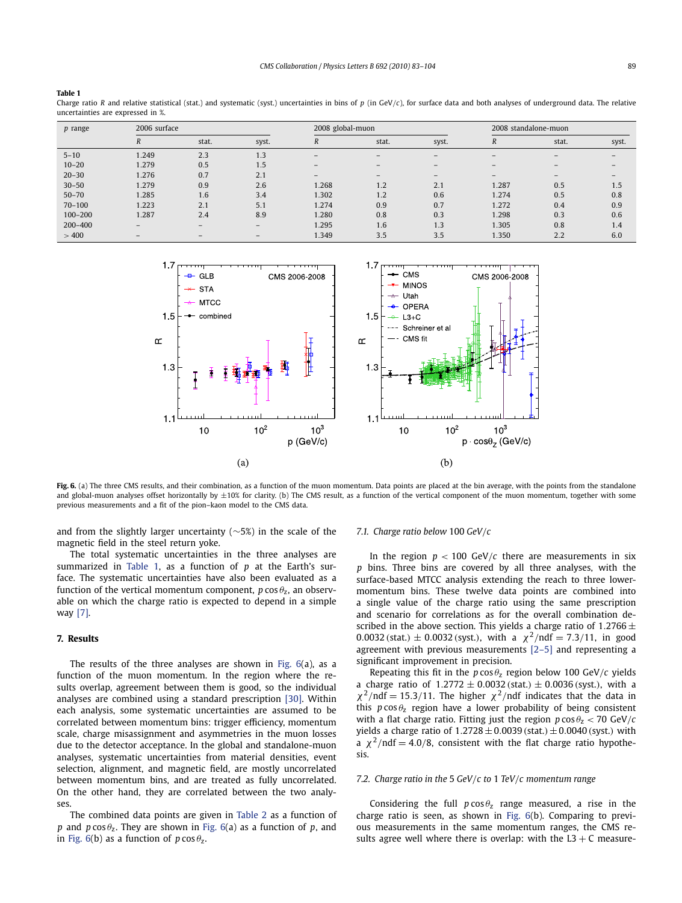**Table 1**
Charge ratio $R$ and relative statistical (stat.) and systematic (syst.) uncertainties in bins of $p$ (in GeV/$c$), for surface data and both analyses of underground data. The relative uncertainties are expressed in %.

| $p$ range | 2006 surface | | | 2008 global-muon | | | 2008 standalone-muon | | |
|---|---|---|---|---|---|---|---|---|---|
| | $R$ | stat. | syst. | $R$ | stat. | syst. | $R$ | stat. | syst. |
| 5–10 | 1.249 | 2.3 | 1.3 | – | – | – | – | – | – |
| 10–20 | 1.279 | 0.5 | 1.5 | – | – | – | – | – | – |
| 20–30 | 1.276 | 0.7 | 2.1 | – | – | – | – | – | – |
| 30–50 | 1.279 | 0.9 | 2.6 | 1.268 | 1.2 | 2.1 | 1.287 | 0.5 | 1.5 |
| 50–70 | 1.285 | 1.6 | 3.4 | 1.302 | 1.2 | 0.6 | 1.274 | 0.5 | 0.8 |
| 70–100 | 1.223 | 2.1 | 5.1 | 1.274 | 0.9 | 0.7 | 1.272 | 0.4 | 0.9 |
| 100–200 | 1.287 | 2.4 | 8.9 | 1.280 | 0.8 | 0.3 | 1.298 | 0.3 | 0.6 |
| 200–400 | – | – | – | 1.295 | 1.6 | 1.3 | 1.305 | 0.8 | 1.4 |
| > 400 | – | – | – | 1.349 | 3.5 | 3.5 | 1.350 | 2.2 | 6.0 |

**Fig. 6.** (a) The three CMS results, and their combination, as a function of the muon momentum. Data points are placed at the bin average, with the points from the standalone and global-muon analyses offset horizontally by ±10% for clarity. (b) The CMS result, as a function of the vertical component of the muon momentum, together with some previous measurements and a fit of the pion–kaon model to the CMS data.

and from the slightly larger uncertainty (∼5%) in the scale of the magnetic field in the steel return yoke.

The total systematic uncertainties in the three analyses are summarized in Table 1, as a function of $p$ at the Earth's surface. The systematic uncertainties have also been evaluated as a function of the vertical momentum component, $p\cos\theta_z$, an observable on which the charge ratio is expected to depend in a simple way [7].

## 7. Results

The results of the three analyses are shown in Fig. 6(a), as a function of the muon momentum. In the region where the results overlap, agreement between them is good, so the individual analyses are combined using a standard prescription [30]. Within each analysis, some systematic uncertainties are assumed to be correlated between momentum bins: trigger efficiency, momentum scale, charge misassignment and asymmetries in the muon losses due to the detector acceptance. In the global and standalone-muon analyses, systematic uncertainties from material densities, event selection, alignment, and magnetic field, are mostly uncorrelated between momentum bins, and are treated as fully uncorrelated. On the other hand, they are correlated between the two analyses.

The combined data points are given in Table 2 as a function of $p$ and $p\cos\theta_z$. They are shown in Fig. 6(a) as a function of $p$, and in Fig. 6(b) as a function of $p\cos\theta_z$.

### 7.1. Charge ratio below 100 GeV/c

In the region $p < 100$ GeV/$c$ there are measurements in six $p$ bins. Three bins are covered by all three analyses, with the surface-based MTCC analysis extending the reach to three lower-momentum bins. These twelve data points are combined into a single value of the charge ratio using the same prescription and scenario for correlations as for the overall combination described in the above section. This yields a charge ratio of $1.2766 \pm 0.0032\,(\text{stat.}) \pm 0.0032\,(\text{syst.})$, with a $\chi^2/\text{ndf} = 7.3/11$, in good agreement with previous measurements [2–5] and representing a significant improvement in precision.

Repeating this fit in the $p\cos\theta_z$ region below 100 GeV/$c$ yields a charge ratio of $1.2772 \pm 0.0032\,(\text{stat.}) \pm 0.0036\,(\text{syst.})$, with a $\chi^2/\text{ndf} = 15.3/11$. The higher $\chi^2/\text{ndf}$ indicates that the data in this $p\cos\theta_z$ region have a lower probability of being consistent with a flat charge ratio. Fitting just the region $p\cos\theta_z < 70$ GeV/$c$ yields a charge ratio of $1.2728 \pm 0.0039\,(\text{stat.}) \pm 0.0040\,(\text{syst.})$ with a $\chi^2/\text{ndf} = 4.0/8$, consistent with the flat charge ratio hypothesis.

### 7.2. Charge ratio in the 5 GeV/c to 1 TeV/c momentum range

Considering the full $p\cos\theta_z$ range measured, a rise in the charge ratio is seen, as shown in Fig. 6(b). Comparing to previous measurements in the same momentum ranges, the CMS results agree well where there is overlap: with the L3 + C measure-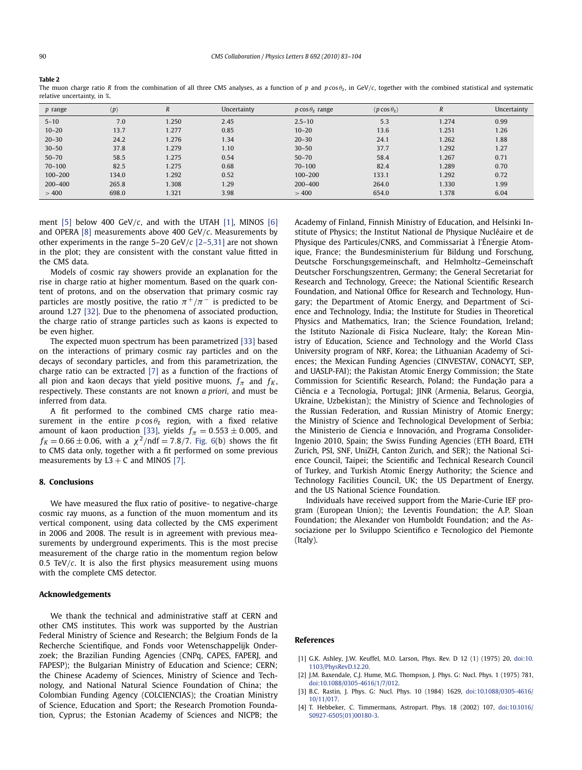**Table 2**

The muon charge ratio $R$ from the combination of all three CMS analyses, as a function of $p$ and $p\cos\theta_z$, in GeV/$c$, together with the combined statistical and systematic relative uncertainty, in %.

| $p$ range | $\langle p \rangle$ | $R$ | Uncertainty | $p\cos\theta_z$ range | $\langle p\cos\theta_z \rangle$ | $R$ | Uncertainty |
|---|---|---|---|---|---|---|---|
| 5–10 | 7.0 | 1.250 | 2.45 | 2.5–10 | 5.3 | 1.274 | 0.99 |
| 10–20 | 13.7 | 1.277 | 0.85 | 10–20 | 13.6 | 1.251 | 1.26 |
| 20–30 | 24.2 | 1.276 | 1.34 | 20–30 | 24.1 | 1.262 | 1.88 |
| 30–50 | 37.8 | 1.279 | 1.10 | 30–50 | 37.7 | 1.292 | 1.27 |
| 50–70 | 58.5 | 1.275 | 0.54 | 50–70 | 58.4 | 1.267 | 0.71 |
| 70–100 | 82.5 | 1.275 | 0.68 | 70–100 | 82.4 | 1.289 | 0.70 |
| 100–200 | 134.0 | 1.292 | 0.52 | 100–200 | 133.1 | 1.292 | 0.72 |
| 200–400 | 265.8 | 1.308 | 1.29 | 200–400 | 264.0 | 1.330 | 1.99 |
| > 400 | 698.0 | 1.321 | 3.98 | > 400 | 654.0 | 1.378 | 6.04 |

ment [5] below 400 GeV/$c$, and with the UTAH [1], MINOS [6] and OPERA [8] measurements above 400 GeV/$c$. Measurements by other experiments in the range 5–20 GeV/$c$ [2–5,31] are not shown in the plot; they are consistent with the constant value fitted in the CMS data.

Models of cosmic ray showers provide an explanation for the rise in charge ratio at higher momentum. Based on the quark content of protons, and on the observation that primary cosmic ray particles are mostly positive, the ratio $\pi^+/\pi^-$ is predicted to be around 1.27 [32]. Due to the phenomena of associated production, the charge ratio of strange particles such as kaons is expected to be even higher.

The expected muon spectrum has been parametrized [33] based on the interactions of primary cosmic ray particles and on the decays of secondary particles, and from this parametrization, the charge ratio can be extracted [7] as a function of the fractions of all pion and kaon decays that yield positive muons, $f_\pi$ and $f_K$, respectively. These constants are not known *a priori*, and must be inferred from data.

A fit performed to the combined CMS charge ratio measurement in the entire $p\cos\theta_z$ region, with a fixed relative amount of kaon production [33], yields $f_\pi = 0.553 \pm 0.005$, and $f_K = 0.66 \pm 0.06$, with a $\chi^2/\text{ndf} = 7.8/7$. Fig. 6(b) shows the fit to CMS data only, together with a fit performed on some previous measurements by L3 + C and MINOS [7].

## 8. Conclusions

We have measured the flux ratio of positive- to negative-charge cosmic ray muons, as a function of the muon momentum and its vertical component, using data collected by the CMS experiment in 2006 and 2008. The result is in agreement with previous measurements by underground experiments. This is the most precise measurement of the charge ratio in the momentum region below 0.5 TeV/$c$. It is also the first physics measurement using muons with the complete CMS detector.

## Acknowledgements

We thank the technical and administrative staff at CERN and other CMS institutes. This work was supported by the Austrian Federal Ministry of Science and Research; the Belgium Fonds de la Recherche Scientifique, and Fonds voor Wetenschappelijk Onderzoek; the Brazilian Funding Agencies (CNPq, CAPES, FAPERJ, and FAPESP); the Bulgarian Ministry of Education and Science; CERN; the Chinese Academy of Sciences, Ministry of Science and Technology, and National Natural Science Foundation of China; the Colombian Funding Agency (COLCIENCIAS); the Croatian Ministry of Science, Education and Sport; the Research Promotion Foundation, Cyprus; the Estonian Academy of Sciences and NICPB; the Academy of Finland, Finnish Ministry of Education, and Helsinki Institute of Physics; the Institut National de Physique Nucléaire et de Physique des Particules/CNRS, and Commissariat à l'Énergie Atomique, France; the Bundesministerium für Bildung und Forschung, Deutsche Forschungsgemeinschaft, and Helmholtz–Gemeinschaft Deutscher Forschungszentren, Germany; the General Secretariat for Research and Technology, Greece; the National Scientific Research Foundation, and National Office for Research and Technology, Hungary; the Department of Atomic Energy, and Department of Science and Technology, India; the Institute for Studies in Theoretical Physics and Mathematics, Iran; the Science Foundation, Ireland; the Istituto Nazionale di Fisica Nucleare, Italy; the Korean Ministry of Education, Science and Technology and the World Class University program of NRF, Korea; the Lithuanian Academy of Sciences; the Mexican Funding Agencies (CINVESTAV, CONACYT, SEP, and UASLP-FAI); the Pakistan Atomic Energy Commission; the State Commission for Scientific Research, Poland; the Fundação para a Ciência e a Tecnologia, Portugal; JINR (Armenia, Belarus, Georgia, Ukraine, Uzbekistan); the Ministry of Science and Technologies of the Russian Federation, and Russian Ministry of Atomic Energy; the Ministry of Science and Technological Development of Serbia; the Ministerio de Ciencia e Innovación, and Programa Consolider-Ingenio 2010, Spain; the Swiss Funding Agencies (ETH Board, ETH Zurich, PSI, SNF, UniZH, Canton Zurich, and SER); the National Science Council, Taipei; the Scientific and Technical Research Council of Turkey, and Turkish Atomic Energy Authority; the Science and Technology Facilities Council, UK; the US Department of Energy, and the US National Science Foundation.

Individuals have received support from the Marie-Curie IEF program (European Union); the Leventis Foundation; the A.P. Sloan Foundation; the Alexander von Humboldt Foundation; and the Associazione per lo Sviluppo Scientifico e Tecnologico del Piemonte (Italy).

## References

[1] G.K. Ashley, J.W. Keuffel, M.O. Larson, Phys. Rev. D 12 (1) (1975) 20, doi:10.1103/PhysRevD.12.20.

[2] J.M. Baxendale, C.J. Hume, M.G. Thompson, J. Phys. G: Nucl. Phys. 1 (1975) 781, doi:10.1088/0305-4616/1/7/012.

[3] B.C. Rastin, J. Phys. G: Nucl. Phys. 10 (1984) 1629, doi:10.1088/0305-4616/10/11/017.

[4] T. Hebbeker, C. Timmermans, Astropart. Phys. 18 (2002) 107, doi:10.1016/S0927-6505(01)00180-3.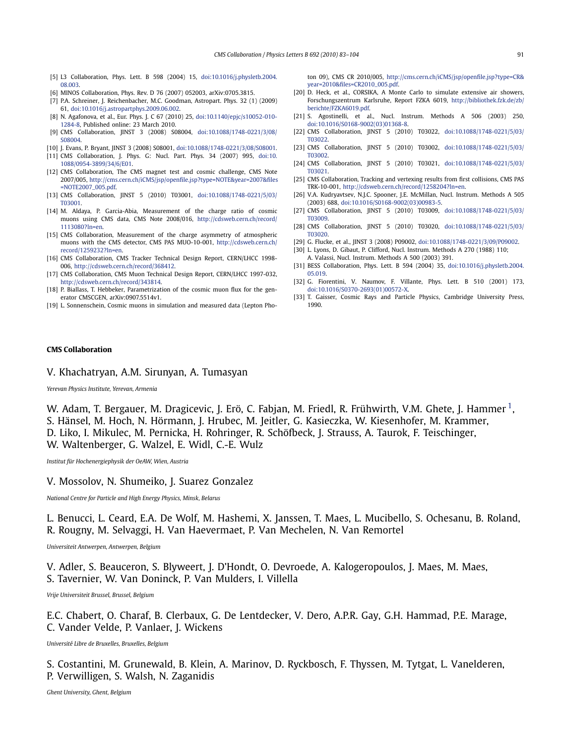[5] L3 Collaboration, Phys. Lett. B 598 (2004) 15, doi:10.1016/j.physletb.2004.08.003.

[6] MINOS Collaboration, Phys. Rev. D 76 (2007) 052003, arXiv:0705.3815.

[7] P.A. Schreiner, J. Reichenbacher, M.C. Goodman, Astropart. Phys. 32 (1) (2009) 61, doi:10.1016/j.astropartphys.2009.06.002.

[8] N. Agafonova, et al., Eur. Phys. J. C 67 (2010) 25, doi:10.1140/epjc/s10052-010-1284-8, Published online: 23 March 2010.

[9] CMS Collaboration, JINST 3 (2008) S08004, doi:10.1088/1748-0221/3/08/S08004.

[10] J. Evans, P. Bryant, JINST 3 (2008) S08001, doi:10.1088/1748-0221/3/08/S08001.

[11] CMS Collaboration, J. Phys. G: Nucl. Part. Phys. 34 (2007) 995, doi:10.1088/0954-3899/34/6/E01.

[12] CMS Collaboration, The CMS magnet test and cosmic challenge, CMS Note 2007/005, http://cms.cern.ch/iCMS/jsp/openfile.jsp?type=NOTE&year=2007&files=NOTE2007_005.pdf.

[13] CMS Collaboration, JINST 5 (2010) T03001, doi:10.1088/1748-0221/5/03/T03001.

[14] M. Aldaya, P. Garcia-Abia, Measurement of the charge ratio of cosmic muons using CMS data, CMS Note 2008/016, http://cdsweb.cern.ch/record/1113080?ln=en.

[15] CMS Collaboration, Measurement of the charge asymmetry of atmospheric muons with the CMS detector, CMS PAS MUO-10-001, http://cdsweb.cern.ch/record/1259232?ln=en.

[16] CMS Collaboration, CMS Tracker Technical Design Report, CERN/LHCC 1998-006, http://cdsweb.cern.ch/record/368412.

[17] CMS Collaboration, CMS Muon Technical Design Report, CERN/LHCC 1997-032, http://cdsweb.cern.ch/record/343814.

[18] P. Biallass, T. Hebbeker, Parametrization of the cosmic muon flux for the generator CMSCGEN, arXiv:0907.5514v1.

[19] L. Sonnenschein, Cosmic muons in simulation and measured data (Lepton Photon 09), CMS CR 2010/005, http://cms.cern.ch/iCMS/jsp/openfile.jsp?type=CR&year=2010&files=CR2010_005.pdf.

[20] D. Heck, et al., CORSIKA, A Monte Carlo to simulate extensive air showers, Forschungszentrum Karlsruhe, Report FZKA 6019, http://bibliothek.fzk.de/zb/berichte/FZKA6019.pdf.

[21] S. Agostinelli, et al., Nucl. Instrum. Methods A 506 (2003) 250, doi:10.1016/S0168-9002(03)01368-8.

[22] CMS Collaboration, JINST 5 (2010) T03022, doi:10.1088/1748-0221/5/03/T03022.

[23] CMS Collaboration, JINST 5 (2010) T03002, doi:10.1088/1748-0221/5/03/T03002.

[24] CMS Collaboration, JINST 5 (2010) T03021, doi:10.1088/1748-0221/5/03/T03021.

[25] CMS Collaboration, Tracking and vertexing results from first collisions, CMS PAS TRK-10-001, http://cdsweb.cern.ch/record/1258204?ln=en.

[26] V.A. Kudryavtsev, N.J.C. Spooner, J.E. McMillan, Nucl. Instrum. Methods A 505 (2003) 688, doi:10.1016/S0168-9002(03)00983-5.

[27] CMS Collaboration, JINST 5 (2010) T03009, doi:10.1088/1748-0221/5/03/T03009.

[28] CMS Collaboration, JINST 5 (2010) T03020, doi:10.1088/1748-0221/5/03/T03020.

[29] G. Flucke, et al., JINST 3 (2008) P09002, doi:10.1088/1748-0221/3/09/P09002.

[30] L. Lyons, D. Gibaut, P. Clifford, Nucl. Instrum. Methods A 270 (1988) 110; A. Valassi, Nucl. Instrum. Methods A 500 (2003) 391.

[31] BESS Collaboration, Phys. Lett. B 594 (2004) 35, doi:10.1016/j.physletb.2004.05.019.

[32] G. Fiorentini, V. Naumov, F. Villante, Phys. Lett. B 510 (2001) 173, doi:10.1016/S0370-2693(01)00572-X.

[33] T. Gaisser, Cosmic Rays and Particle Physics, Cambridge University Press, 1990.

**CMS Collaboration**

V. Khachatryan, A.M. Sirunyan, A. Tumasyan

*Yerevan Physics Institute, Yerevan, Armenia*

W. Adam, T. Bergauer, M. Dragicevic, J. Erö, C. Fabjan, M. Friedl, R. Frühwirth, V.M. Ghete, J. Hammer [1], S. Hänsel, M. Hoch, N. Hörmann, J. Hrubec, M. Jeitler, G. Kasieczka, W. Kiesenhofer, M. Krammer, D. Liko, I. Mikulec, M. Pernicka, H. Rohringer, R. Schöfbeck, J. Strauss, A. Taurok, F. Teischinger, W. Waltenberger, G. Walzel, E. Widl, C.-E. Wulz

*Institut für Hochenergiephysik der OeAW, Wien, Austria*

V. Mossolov, N. Shumeiko, J. Suarez Gonzalez

*National Centre for Particle and High Energy Physics, Minsk, Belarus*

L. Benucci, L. Ceard, E.A. De Wolf, M. Hashemi, X. Janssen, T. Maes, L. Mucibello, S. Ochesanu, B. Roland, R. Rougny, M. Selvaggi, H. Van Haevermaet, P. Van Mechelen, N. Van Remortel

*Universiteit Antwerpen, Antwerpen, Belgium*

V. Adler, S. Beauceron, S. Blyweert, J. D'Hondt, O. Devroede, A. Kalogeropoulos, J. Maes, M. Maes, S. Tavernier, W. Van Doninck, P. Van Mulders, I. Villella

*Vrije Universiteit Brussel, Brussel, Belgium*

E.C. Chabert, O. Charaf, B. Clerbaux, G. De Lentdecker, V. Dero, A.P.R. Gay, G.H. Hammad, P.E. Marage, C. Vander Velde, P. Vanlaer, J. Wickens

*Université Libre de Bruxelles, Bruxelles, Belgium*

S. Costantini, M. Grunewald, B. Klein, A. Marinov, D. Ryckbosch, F. Thyssen, M. Tytgat, L. Vanelderen, P. Verwilligen, S. Walsh, N. Zaganidis

*Ghent University, Ghent, Belgium*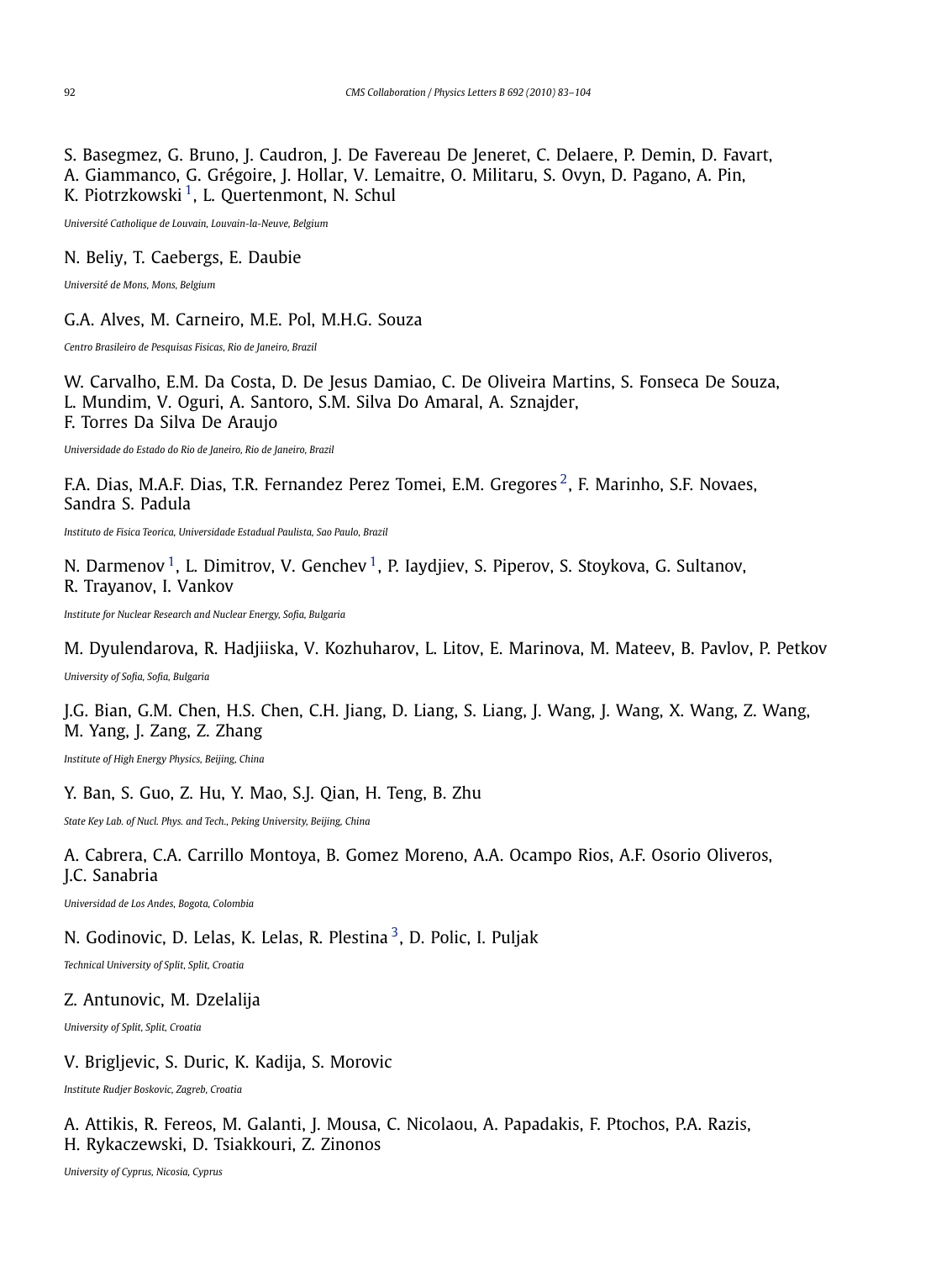S. Basegmez, G. Bruno, J. Caudron, J. De Favereau De Jeneret, C. Delaere, P. Demin, D. Favart, A. Giammanco, G. Grégoire, J. Hollar, V. Lemaitre, O. Militaru, S. Ovyn, D. Pagano, A. Pin, K. Piotrzkowski [1], L. Quertenmont, N. Schul

*Université Catholique de Louvain, Louvain-la-Neuve, Belgium*

N. Beliy, T. Caebergs, E. Daubie

*Université de Mons, Mons, Belgium*

G.A. Alves, M. Carneiro, M.E. Pol, M.H.G. Souza

*Centro Brasileiro de Pesquisas Fisicas, Rio de Janeiro, Brazil*

W. Carvalho, E.M. Da Costa, D. De Jesus Damiao, C. De Oliveira Martins, S. Fonseca De Souza, L. Mundim, V. Oguri, A. Santoro, S.M. Silva Do Amaral, A. Sznajder, F. Torres Da Silva De Araujo

*Universidade do Estado do Rio de Janeiro, Rio de Janeiro, Brazil*

F.A. Dias, M.A.F. Dias, T.R. Fernandez Perez Tomei, E.M. Gregores [2], F. Marinho, S.F. Novaes, Sandra S. Padula

*Instituto de Fisica Teorica, Universidade Estadual Paulista, Sao Paulo, Brazil*

N. Darmenov [1], L. Dimitrov, V. Genchev [1], P. Iaydjiev, S. Piperov, S. Stoykova, G. Sultanov, R. Trayanov, I. Vankov

*Institute for Nuclear Research and Nuclear Energy, Sofia, Bulgaria*

M. Dyulendarova, R. Hadjiiska, V. Kozhuharov, L. Litov, E. Marinova, M. Mateev, B. Pavlov, P. Petkov

*University of Sofia, Sofia, Bulgaria*

J.G. Bian, G.M. Chen, H.S. Chen, C.H. Jiang, D. Liang, S. Liang, J. Wang, J. Wang, X. Wang, Z. Wang, M. Yang, J. Zang, Z. Zhang

*Institute of High Energy Physics, Beijing, China*

Y. Ban, S. Guo, Z. Hu, Y. Mao, S.J. Qian, H. Teng, B. Zhu

*State Key Lab. of Nucl. Phys. and Tech., Peking University, Beijing, China*

A. Cabrera, C.A. Carrillo Montoya, B. Gomez Moreno, A.A. Ocampo Rios, A.F. Osorio Oliveros, J.C. Sanabria

*Universidad de Los Andes, Bogota, Colombia*

N. Godinovic, D. Lelas, K. Lelas, R. Plestina [3], D. Polic, I. Puljak

*Technical University of Split, Split, Croatia*

Z. Antunovic, M. Dzelalija

*University of Split, Split, Croatia*

V. Brigljevic, S. Duric, K. Kadija, S. Morovic

*Institute Rudjer Boskovic, Zagreb, Croatia*

A. Attikis, R. Fereos, M. Galanti, J. Mousa, C. Nicolaou, A. Papadakis, F. Ptochos, P.A. Razis, H. Rykaczewski, D. Tsiakkouri, Z. Zinonos

*University of Cyprus, Nicosia, Cyprus*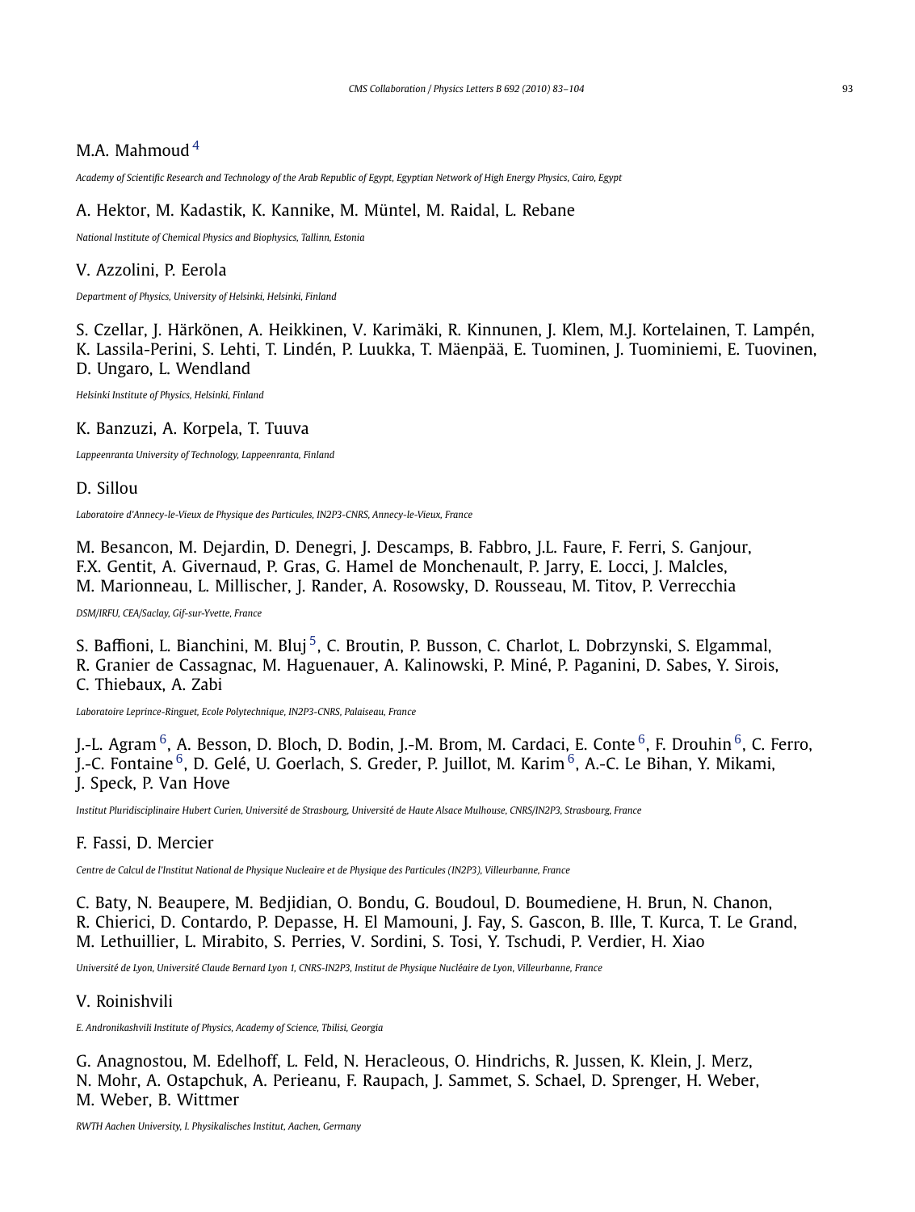M.A. Mahmoud [4]

*Academy of Scientific Research and Technology of the Arab Republic of Egypt, Egyptian Network of High Energy Physics, Cairo, Egypt*

A. Hektor, M. Kadastik, K. Kannike, M. Müntel, M. Raidal, L. Rebane

*National Institute of Chemical Physics and Biophysics, Tallinn, Estonia*

V. Azzolini, P. Eerola

*Department of Physics, University of Helsinki, Helsinki, Finland*

S. Czellar, J. Härkönen, A. Heikkinen, V. Karimäki, R. Kinnunen, J. Klem, M.J. Kortelainen, T. Lampén, K. Lassila-Perini, S. Lehti, T. Lindén, P. Luukka, T. Mäenpää, E. Tuominen, J. Tuominiemi, E. Tuovinen, D. Ungaro, L. Wendland

*Helsinki Institute of Physics, Helsinki, Finland*

K. Banzuzi, A. Korpela, T. Tuuva

*Lappeenranta University of Technology, Lappeenranta, Finland*

D. Sillou

*Laboratoire d'Annecy-le-Vieux de Physique des Particules, IN2P3-CNRS, Annecy-le-Vieux, France*

M. Besancon, M. Dejardin, D. Denegri, J. Descamps, B. Fabbro, J.L. Faure, F. Ferri, S. Ganjour, F.X. Gentit, A. Givernaud, P. Gras, G. Hamel de Monchenault, P. Jarry, E. Locci, J. Malcles, M. Marionneau, L. Millischer, J. Rander, A. Rosowsky, D. Rousseau, M. Titov, P. Verrecchia

*DSM/IRFU, CEA/Saclay, Gif-sur-Yvette, France*

S. Baffioni, L. Bianchini, M. Bluj [5], C. Broutin, P. Busson, C. Charlot, L. Dobrzynski, S. Elgammal, R. Granier de Cassagnac, M. Haguenauer, A. Kalinowski, P. Miné, P. Paganini, D. Sabes, Y. Sirois, C. Thiebaux, A. Zabi

*Laboratoire Leprince-Ringuet, Ecole Polytechnique, IN2P3-CNRS, Palaiseau, France*

J.-L. Agram [6], A. Besson, D. Bloch, D. Bodin, J.-M. Brom, M. Cardaci, E. Conte [6], F. Drouhin [6], C. Ferro, J.-C. Fontaine [6], D. Gelé, U. Goerlach, S. Greder, P. Juillot, M. Karim [6], A.-C. Le Bihan, Y. Mikami, J. Speck, P. Van Hove

*Institut Pluridisciplinaire Hubert Curien, Université de Strasbourg, Université de Haute Alsace Mulhouse, CNRS/IN2P3, Strasbourg, France*

F. Fassi, D. Mercier

*Centre de Calcul de l'Institut National de Physique Nucleaire et de Physique des Particules (IN2P3), Villeurbanne, France*

C. Baty, N. Beaupere, M. Bedjidian, O. Bondu, G. Boudoul, D. Boumediene, H. Brun, N. Chanon, R. Chierici, D. Contardo, P. Depasse, H. El Mamouni, J. Fay, S. Gascon, B. Ille, T. Kurca, T. Le Grand, M. Lethuillier, L. Mirabito, S. Perries, V. Sordini, S. Tosi, Y. Tschudi, P. Verdier, H. Xiao

*Université de Lyon, Université Claude Bernard Lyon 1, CNRS-IN2P3, Institut de Physique Nucléaire de Lyon, Villeurbanne, France*

V. Roinishvili

*E. Andronikashvili Institute of Physics, Academy of Science, Tbilisi, Georgia*

G. Anagnostou, M. Edelhoff, L. Feld, N. Heracleous, O. Hindrichs, R. Jussen, K. Klein, J. Merz, N. Mohr, A. Ostapchuk, A. Perieanu, F. Raupach, J. Sammet, S. Schael, D. Sprenger, H. Weber, M. Weber, B. Wittmer

*RWTH Aachen University, I. Physikalisches Institut, Aachen, Germany*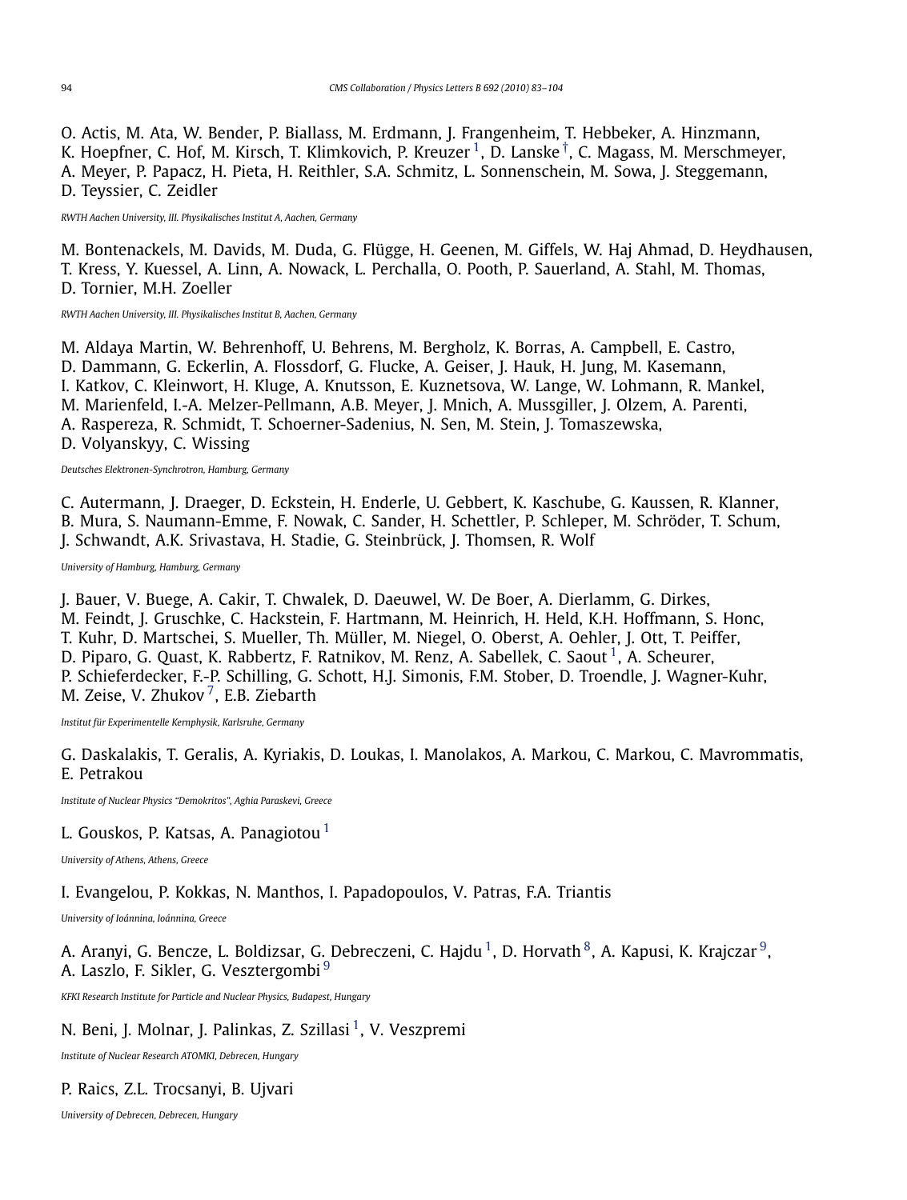O. Actis, M. Ata, W. Bender, P. Biallass, M. Erdmann, J. Frangenheim, T. Hebbeker, A. Hinzmann, K. Hoepfner, C. Hof, M. Kirsch, T. Klimkovich, P. Kreuzer [1], D. Lanske [†], C. Magass, M. Merschmeyer, A. Meyer, P. Papacz, H. Pieta, H. Reithler, S.A. Schmitz, L. Sonnenschein, M. Sowa, J. Steggemann, D. Teyssier, C. Zeidler

*RWTH Aachen University, III. Physikalisches Institut A, Aachen, Germany*

M. Bontenackels, M. Davids, M. Duda, G. Flügge, H. Geenen, M. Giffels, W. Haj Ahmad, D. Heydhausen, T. Kress, Y. Kuessel, A. Linn, A. Nowack, L. Perchalla, O. Pooth, P. Sauerland, A. Stahl, M. Thomas, D. Tornier, M.H. Zoeller

*RWTH Aachen University, III. Physikalisches Institut B, Aachen, Germany*

M. Aldaya Martin, W. Behrenhoff, U. Behrens, M. Bergholz, K. Borras, A. Campbell, E. Castro, D. Dammann, G. Eckerlin, A. Flossdorf, G. Flucke, A. Geiser, J. Hauk, H. Jung, M. Kasemann, I. Katkov, C. Kleinwort, H. Kluge, A. Knutsson, E. Kuznetsova, W. Lange, W. Lohmann, R. Mankel, M. Marienfeld, I.-A. Melzer-Pellmann, A.B. Meyer, J. Mnich, A. Mussgiller, J. Olzem, A. Parenti, A. Raspereza, R. Schmidt, T. Schoerner-Sadenius, N. Sen, M. Stein, J. Tomaszewska, D. Volyanskyy, C. Wissing

*Deutsches Elektronen-Synchrotron, Hamburg, Germany*

C. Autermann, J. Draeger, D. Eckstein, H. Enderle, U. Gebbert, K. Kaschube, G. Kaussen, R. Klanner, B. Mura, S. Naumann-Emme, F. Nowak, C. Sander, H. Schettler, P. Schleper, M. Schröder, T. Schum, J. Schwandt, A.K. Srivastava, H. Stadie, G. Steinbrück, J. Thomsen, R. Wolf

*University of Hamburg, Hamburg, Germany*

J. Bauer, V. Buege, A. Cakir, T. Chwalek, D. Daeuwel, W. De Boer, A. Dierlamm, G. Dirkes, M. Feindt, J. Gruschke, C. Hackstein, F. Hartmann, M. Heinrich, H. Held, K.H. Hoffmann, S. Honc, T. Kuhr, D. Martschei, S. Mueller, Th. Müller, M. Niegel, O. Oberst, A. Oehler, J. Ott, T. Peiffer, D. Piparo, G. Quast, K. Rabbertz, F. Ratnikov, M. Renz, A. Sabellek, C. Saout [1], A. Scheurer, P. Schieferdecker, F.-P. Schilling, G. Schott, H.J. Simonis, F.M. Stober, D. Troendle, J. Wagner-Kuhr, M. Zeise, V. Zhukov [7], E.B. Ziebarth

*Institut für Experimentelle Kernphysik, Karlsruhe, Germany*

G. Daskalakis, T. Geralis, A. Kyriakis, D. Loukas, I. Manolakos, A. Markou, C. Markou, C. Mavrommatis, E. Petrakou

*Institute of Nuclear Physics "Demokritos", Aghia Paraskevi, Greece*

L. Gouskos, P. Katsas, A. Panagiotou [1]

*University of Athens, Athens, Greece*

I. Evangelou, P. Kokkas, N. Manthos, I. Papadopoulos, V. Patras, F.A. Triantis

*University of Ioánnina, Ioánnina, Greece*

A. Aranyi, G. Bencze, L. Boldizsar, G. Debreczeni, C. Hajdu [1], D. Horvath [8], A. Kapusi, K. Krajczar [9], A. Laszlo, F. Sikler, G. Vesztergombi [9]

*KFKI Research Institute for Particle and Nuclear Physics, Budapest, Hungary*

N. Beni, J. Molnar, J. Palinkas, Z. Szillasi [1], V. Veszpremi

*Institute of Nuclear Research ATOMKI, Debrecen, Hungary*

P. Raics, Z.L. Trocsanyi, B. Ujvari

*University of Debrecen, Debrecen, Hungary*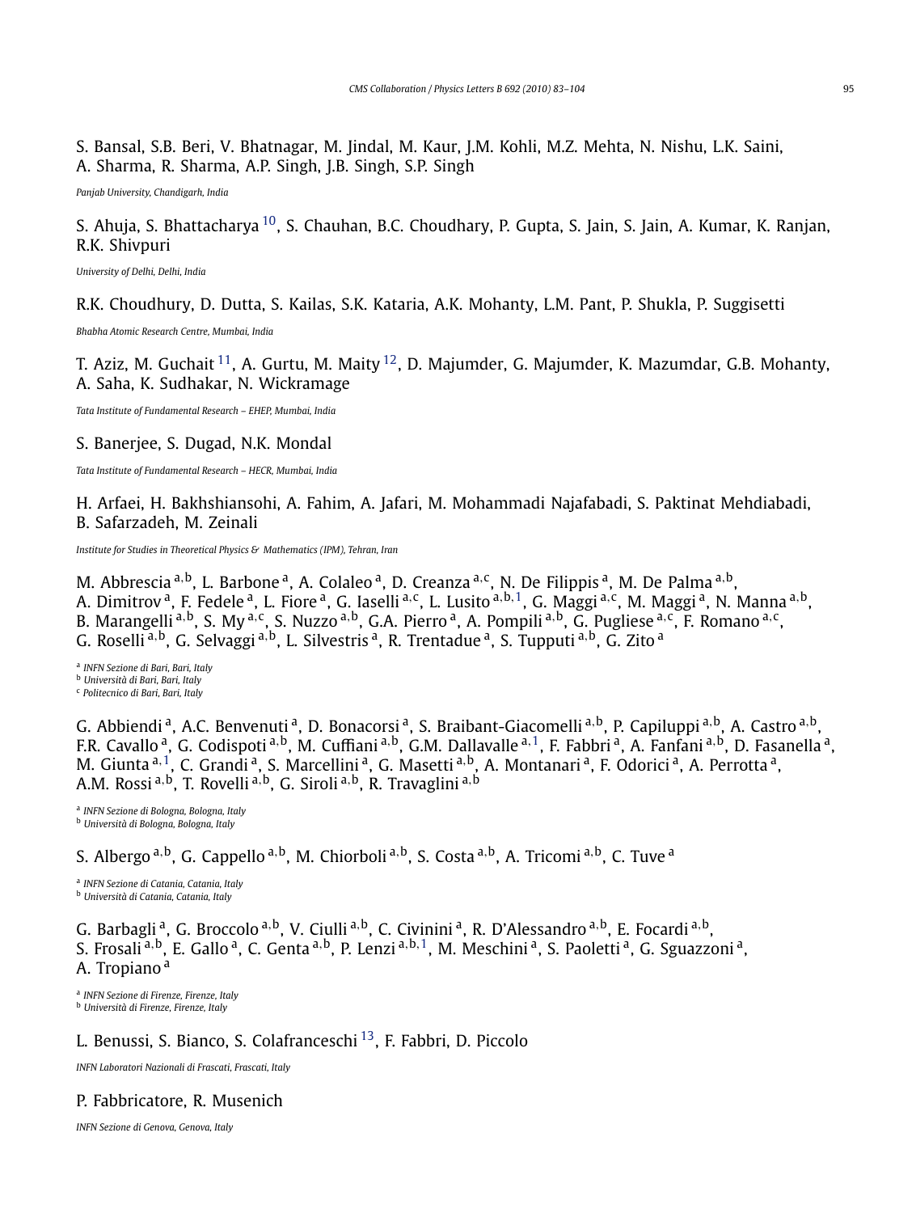S. Bansal, S.B. Beri, V. Bhatnagar, M. Jindal, M. Kaur, J.M. Kohli, M.Z. Mehta, N. Nishu, L.K. Saini, A. Sharma, R. Sharma, A.P. Singh, J.B. Singh, S.P. Singh

*Panjab University, Chandigarh, India*

S. Ahuja, S. Bhattacharya [10], S. Chauhan, B.C. Choudhary, P. Gupta, S. Jain, S. Jain, A. Kumar, K. Ranjan, R.K. Shivpuri

*University of Delhi, Delhi, India*

R.K. Choudhury, D. Dutta, S. Kailas, S.K. Kataria, A.K. Mohanty, L.M. Pant, P. Shukla, P. Suggisetti

*Bhabha Atomic Research Centre, Mumbai, India*

T. Aziz, M. Guchait [11], A. Gurtu, M. Maity [12], D. Majumder, G. Majumder, K. Mazumdar, G.B. Mohanty, A. Saha, K. Sudhakar, N. Wickramage

*Tata Institute of Fundamental Research – EHEP, Mumbai, India*

S. Banerjee, S. Dugad, N.K. Mondal

*Tata Institute of Fundamental Research – HECR, Mumbai, India*

H. Arfaei, H. Bakhshiansohi, A. Fahim, A. Jafari, M. Mohammadi Najafabadi, S. Paktinat Mehdiabadi, B. Safarzadeh, M. Zeinali

*Institute for Studies in Theoretical Physics & Mathematics (IPM), Tehran, Iran*

M. Abbrescia [a,b], L. Barbone [a], A. Colaleo [a], D. Creanza [a,c], N. De Filippis [a], M. De Palma [a,b], A. Dimitrov [a], F. Fedele [a], L. Fiore [a], G. Iaselli [a,c], L. Lusito [a,b,1], G. Maggi [a,c], M. Maggi [a], N. Manna [a,b], B. Marangelli [a,b], S. My [a,c], S. Nuzzo [a,b], G.A. Pierro [a], A. Pompili [a,b], G. Pugliese [a,c], F. Romano [a,c], G. Roselli [a,b], G. Selvaggi [a,b], L. Silvestris [a], R. Trentadue [a], S. Tupputi [a,b], G. Zito [a]

[a] *INFN Sezione di Bari, Bari, Italy*
[b] *Università di Bari, Bari, Italy*
[c] *Politecnico di Bari, Bari, Italy*

G. Abbiendi [a], A.C. Benvenuti [a], D. Bonacorsi [a], S. Braibant-Giacomelli [a,b], P. Capiluppi [a,b], A. Castro [a,b], F.R. Cavallo [a], G. Codispoti [a,b], M. Cuffiani [a,b], G.M. Dallavalle [a,1], F. Fabbri [a], A. Fanfani [a,b], D. Fasanella [a], M. Giunta [a,1], C. Grandi [a], S. Marcellini [a], G. Masetti [a,b], A. Montanari [a], F. Odorici [a], A. Perrotta [a], A.M. Rossi [a,b], T. Rovelli [a,b], G. Siroli [a,b], R. Travaglini [a,b]

[a] *INFN Sezione di Bologna, Bologna, Italy*
[b] *Università di Bologna, Bologna, Italy*

S. Albergo [a,b], G. Cappello [a,b], M. Chiorboli [a,b], S. Costa [a,b], A. Tricomi [a,b], C. Tuve [a]

[a] *INFN Sezione di Catania, Catania, Italy*
[b] *Università di Catania, Catania, Italy*

G. Barbagli [a], G. Broccolo [a,b], V. Ciulli [a,b], C. Civinini [a], R. D'Alessandro [a,b], E. Focardi [a,b], S. Frosali [a,b], E. Gallo [a], C. Genta [a,b], P. Lenzi [a,b,1], M. Meschini [a], S. Paoletti [a], G. Sguazzoni [a], A. Tropiano [a]

[a] *INFN Sezione di Firenze, Firenze, Italy*
[b] *Università di Firenze, Firenze, Italy*

L. Benussi, S. Bianco, S. Colafranceschi [13], F. Fabbri, D. Piccolo

*INFN Laboratori Nazionali di Frascati, Frascati, Italy*

P. Fabbricatore, R. Musenich

*INFN Sezione di Genova, Genova, Italy*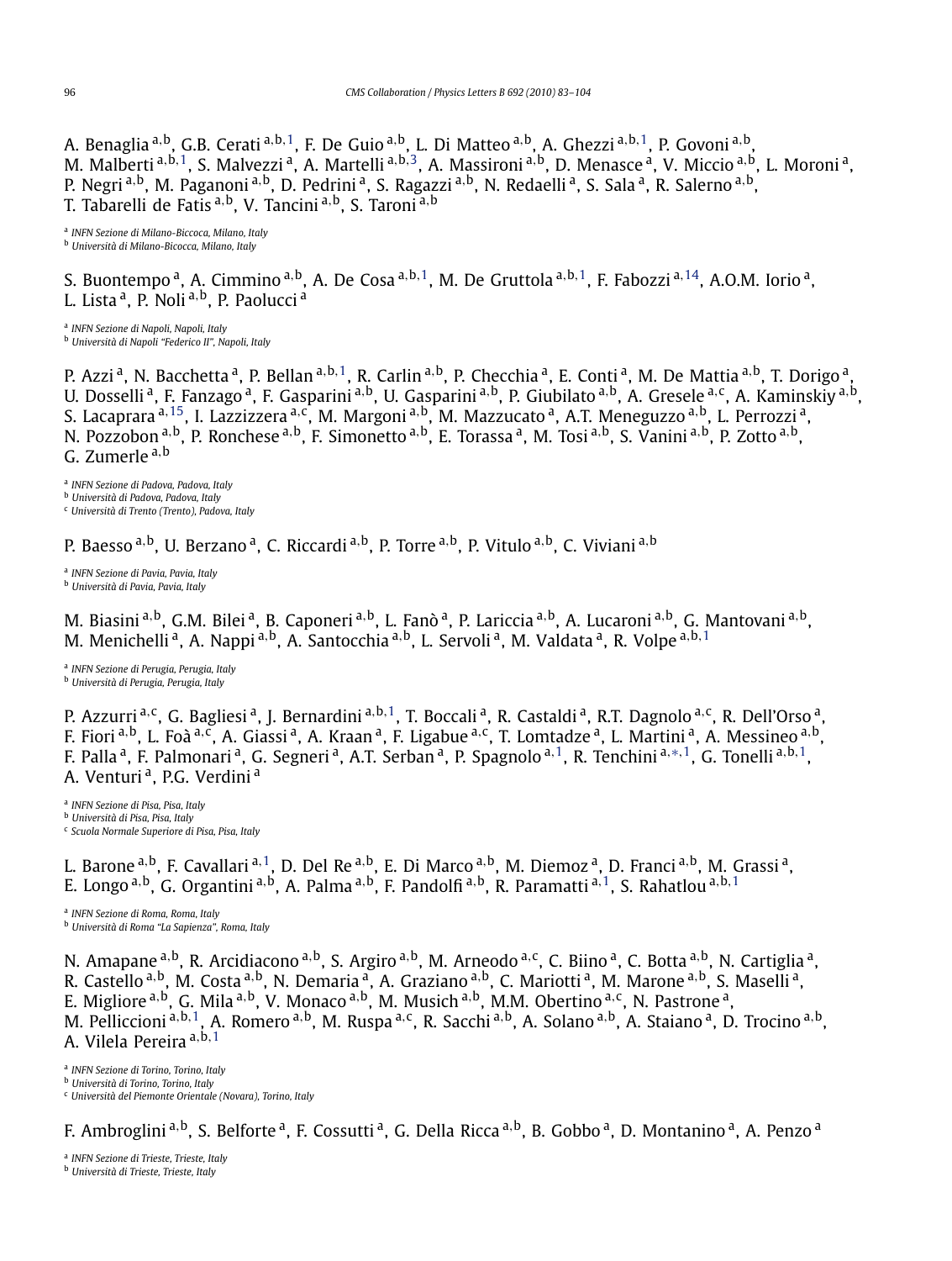A. Benaglia [a,b], G.B. Cerati [a,b,1], F. De Guio [a,b], L. Di Matteo [a,b], A. Ghezzi [a,b,1], P. Govoni [a,b], M. Malberti [a,b,1], S. Malvezzi [a], A. Martelli [a,b,3], A. Massironi [a,b], D. Menasce [a], V. Miccio [a,b], L. Moroni [a], P. Negri [a,b], M. Paganoni [a,b], D. Pedrini [a], S. Ragazzi [a,b], N. Redaelli [a], S. Sala [a], R. Salerno [a,b], T. Tabarelli de Fatis [a,b], V. Tancini [a,b], S. Taroni [a,b]

[a] *INFN Sezione di Milano-Biccoca, Milano, Italy*
[b] *Università di Milano-Bicocca, Milano, Italy*

S. Buontempo [a], A. Cimmino [a,b], A. De Cosa [a,b,1], M. De Gruttola [a,b,1], F. Fabozzi [a,14], A.O.M. Iorio [a], L. Lista [a], P. Noli [a,b], P. Paolucci [a]

[a] *INFN Sezione di Napoli, Napoli, Italy*
[b] *Università di Napoli "Federico II", Napoli, Italy*

P. Azzi [a], N. Bacchetta [a], P. Bellan [a,b,1], R. Carlin [a,b], P. Checchia [a], E. Conti [a], M. De Mattia [a,b], T. Dorigo [a], U. Dosselli [a], F. Fanzago [a], F. Gasparini [a,b], U. Gasparini [a,b], P. Giubilato [a,b], A. Gresele [a,c], A. Kaminskiy [a,b], S. Lacaprara [a,15], I. Lazzizzera [a,c], M. Margoni [a,b], M. Mazzucato [a], A.T. Meneguzzo [a,b], L. Perrozzi [a], N. Pozzobon [a,b], P. Ronchese [a,b], F. Simonetto [a,b], E. Torassa [a], M. Tosi [a,b], S. Vanini [a,b], P. Zotto [a,b], G. Zumerle [a,b]

[a] *INFN Sezione di Padova, Padova, Italy*
[b] *Università di Padova, Padova, Italy*
[c] *Università di Trento (Trento), Padova, Italy*

P. Baesso [a,b], U. Berzano [a], C. Riccardi [a,b], P. Torre [a,b], P. Vitulo [a,b], C. Viviani [a,b]

[a] *INFN Sezione di Pavia, Pavia, Italy*
[b] *Università di Pavia, Pavia, Italy*

M. Biasini [a,b], G.M. Bilei [a], B. Caponeri [a,b], L. Fanò [a], P. Lariccia [a,b], A. Lucaroni [a,b], G. Mantovani [a,b], M. Menichelli [a], A. Nappi [a,b], A. Santocchia [a,b], L. Servoli [a], M. Valdata [a], R. Volpe [a,b,1]

[a] *INFN Sezione di Perugia, Perugia, Italy*
[b] *Università di Perugia, Perugia, Italy*

P. Azzurri [a,c], G. Bagliesi [a], J. Bernardini [a,b,1], T. Boccali [a], R. Castaldi [a], R.T. Dagnolo [a,c], R. Dell'Orso [a], F. Fiori [a,b], L. Foà [a,c], A. Giassi [a], A. Kraan [a], F. Ligabue [a,c], T. Lomtadze [a], L. Martini [a], A. Messineo [a,b], F. Palla [a], F. Palmonari [a], G. Segneri [a], A.T. Serban [a], P. Spagnolo [a,1], R. Tenchini [a,*,1], G. Tonelli [a,b,1], A. Venturi [a], P.G. Verdini [a]

[a] *INFN Sezione di Pisa, Pisa, Italy*
[b] *Università di Pisa, Pisa, Italy*
[c] *Scuola Normale Superiore di Pisa, Pisa, Italy*

L. Barone [a,b], F. Cavallari [a,1], D. Del Re [a,b], E. Di Marco [a,b], M. Diemoz [a], D. Franci [a,b], M. Grassi [a], E. Longo [a,b], G. Organtini [a,b], A. Palma [a,b], F. Pandolfi [a,b], R. Paramatti [a,1], S. Rahatlou [a,b,1]

[a] *INFN Sezione di Roma, Roma, Italy*
[b] *Università di Roma "La Sapienza", Roma, Italy*

N. Amapane [a,b], R. Arcidiacono [a,b], S. Argiro [a,b], M. Arneodo [a,c], C. Biino [a], C. Botta [a,b], N. Cartiglia [a], R. Castello [a,b], M. Costa [a,b], N. Demaria [a], A. Graziano [a,b], C. Mariotti [a], M. Marone [a,b], S. Maselli [a], E. Migliore [a,b], G. Mila [a,b], V. Monaco [a,b], M. Musich [a,b], M.M. Obertino [a,c], N. Pastrone [a], M. Pelliccioni [a,b,1], A. Romero [a,b], M. Ruspa [a,c], R. Sacchi [a,b], A. Solano [a,b], A. Staiano [a], D. Trocino [a,b], A. Vilela Pereira [a,b,1]

[a] *INFN Sezione di Torino, Torino, Italy*
[b] *Università di Torino, Torino, Italy*
[c] *Università del Piemonte Orientale (Novara), Torino, Italy*

F. Ambroglini [a,b], S. Belforte [a], F. Cossutti [a], G. Della Ricca [a,b], B. Gobbo [a], D. Montanino [a], A. Penzo [a]

[a] *INFN Sezione di Trieste, Trieste, Italy*
[b] *Università di Trieste, Trieste, Italy*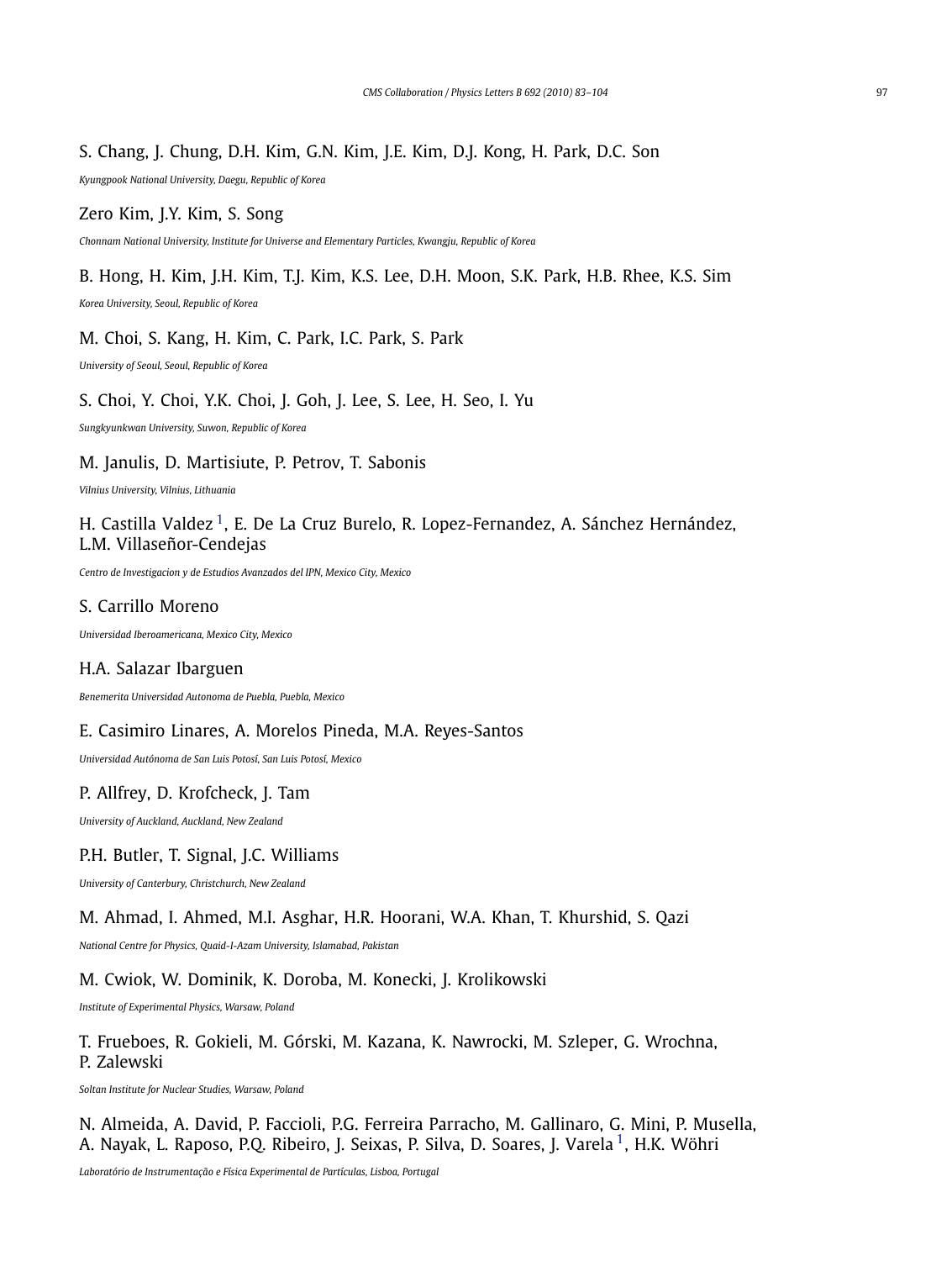S. Chang, J. Chung, D.H. Kim, G.N. Kim, J.E. Kim, D.J. Kong, H. Park, D.C. Son

*Kyungpook National University, Daegu, Republic of Korea*

Zero Kim, J.Y. Kim, S. Song

*Chonnam National University, Institute for Universe and Elementary Particles, Kwangju, Republic of Korea*

B. Hong, H. Kim, J.H. Kim, T.J. Kim, K.S. Lee, D.H. Moon, S.K. Park, H.B. Rhee, K.S. Sim

*Korea University, Seoul, Republic of Korea*

M. Choi, S. Kang, H. Kim, C. Park, I.C. Park, S. Park

*University of Seoul, Seoul, Republic of Korea*

S. Choi, Y. Choi, Y.K. Choi, J. Goh, J. Lee, S. Lee, H. Seo, I. Yu

*Sungkyunkwan University, Suwon, Republic of Korea*

M. Janulis, D. Martisiute, P. Petrov, T. Sabonis

*Vilnius University, Vilnius, Lithuania*

H. Castilla Valdez [1], E. De La Cruz Burelo, R. Lopez-Fernandez, A. Sánchez Hernández, L.M. Villaseñor-Cendejas

*Centro de Investigacion y de Estudios Avanzados del IPN, Mexico City, Mexico*

S. Carrillo Moreno

*Universidad Iberoamericana, Mexico City, Mexico*

H.A. Salazar Ibarguen

*Benemerita Universidad Autonoma de Puebla, Puebla, Mexico*

E. Casimiro Linares, A. Morelos Pineda, M.A. Reyes-Santos

*Universidad Autónoma de San Luis Potosí, San Luis Potosí, Mexico*

P. Allfrey, D. Krofcheck, J. Tam

*University of Auckland, Auckland, New Zealand*

P.H. Butler, T. Signal, J.C. Williams

*University of Canterbury, Christchurch, New Zealand*

M. Ahmad, I. Ahmed, M.I. Asghar, H.R. Hoorani, W.A. Khan, T. Khurshid, S. Qazi

*National Centre for Physics, Quaid-I-Azam University, Islamabad, Pakistan*

M. Cwiok, W. Dominik, K. Doroba, M. Konecki, J. Krolikowski

*Institute of Experimental Physics, Warsaw, Poland*

T. Frueboes, R. Gokieli, M. Górski, M. Kazana, K. Nawrocki, M. Szleper, G. Wrochna, P. Zalewski

*Soltan Institute for Nuclear Studies, Warsaw, Poland*

N. Almeida, A. David, P. Faccioli, P.G. Ferreira Parracho, M. Gallinaro, G. Mini, P. Musella, A. Nayak, L. Raposo, P.Q. Ribeiro, J. Seixas, P. Silva, D. Soares, J. Varela [1], H.K. Wöhri

*Laboratório de Instrumentação e Física Experimental de Partículas, Lisboa, Portugal*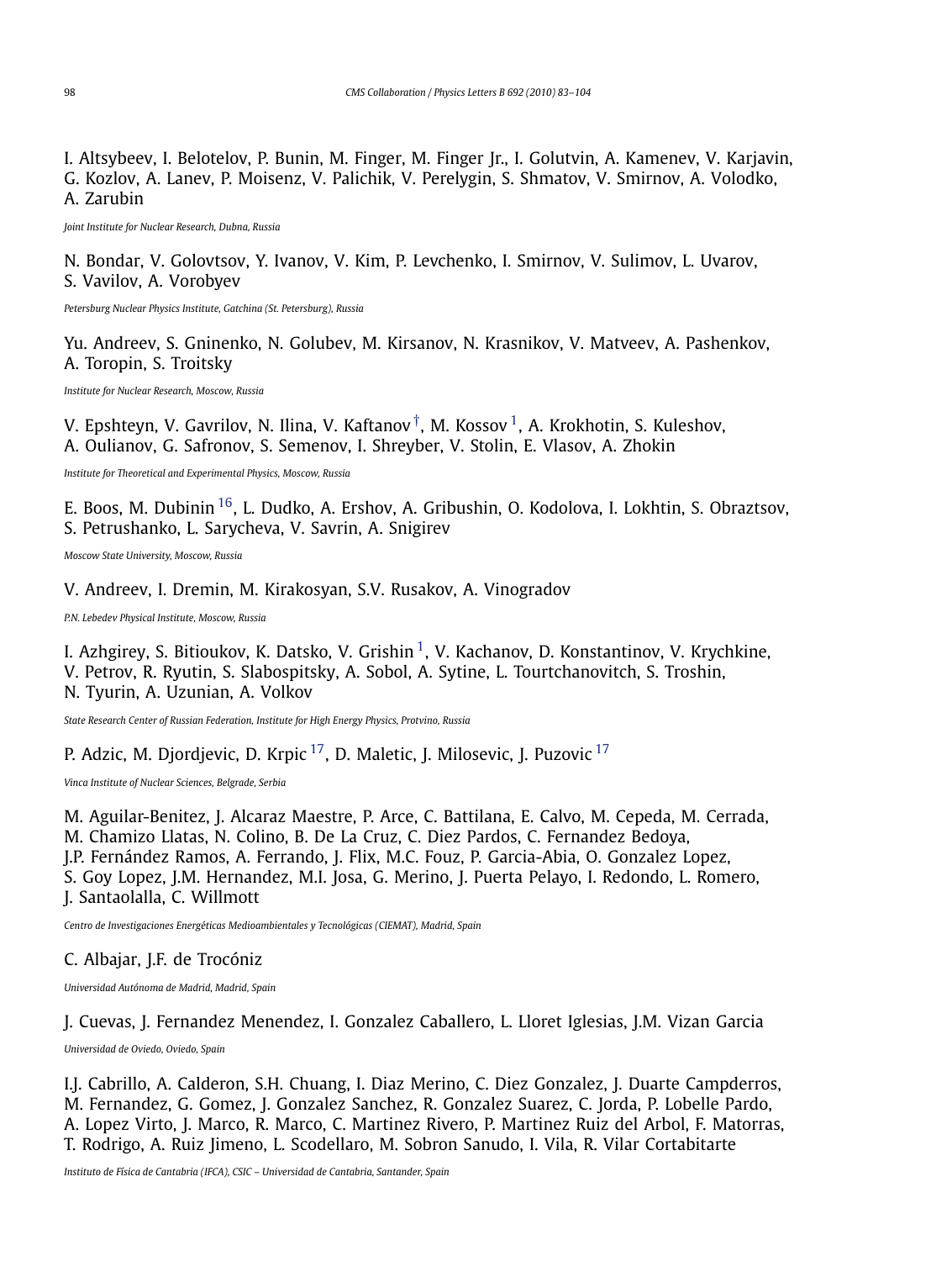I. Altsybeev, I. Belotelov, P. Bunin, M. Finger, M. Finger Jr., I. Golutvin, A. Kamenev, V. Karjavin, G. Kozlov, A. Lanev, P. Moisenz, V. Palichik, V. Perelygin, S. Shmatov, V. Smirnov, A. Volodko, A. Zarubin

*Joint Institute for Nuclear Research, Dubna, Russia*

N. Bondar, V. Golovtsov, Y. Ivanov, V. Kim, P. Levchenko, I. Smirnov, V. Sulimov, L. Uvarov, S. Vavilov, A. Vorobyev

*Petersburg Nuclear Physics Institute, Gatchina (St. Petersburg), Russia*

Yu. Andreev, S. Gninenko, N. Golubev, M. Kirsanov, N. Krasnikov, V. Matveev, A. Pashenkov, A. Toropin, S. Troitsky

*Institute for Nuclear Research, Moscow, Russia*

V. Epshteyn, V. Gavrilov, N. Ilina, V. Kaftanov[†], M. Kossov[1], A. Krokhotin, S. Kuleshov, A. Oulianov, G. Safronov, S. Semenov, I. Shreyber, V. Stolin, E. Vlasov, A. Zhokin

*Institute for Theoretical and Experimental Physics, Moscow, Russia*

E. Boos, M. Dubinin[16], L. Dudko, A. Ershov, A. Gribushin, O. Kodolova, I. Lokhtin, S. Obraztsov, S. Petrushanko, L. Sarycheva, V. Savrin, A. Snigirev

*Moscow State University, Moscow, Russia*

V. Andreev, I. Dremin, M. Kirakosyan, S.V. Rusakov, A. Vinogradov

*P.N. Lebedev Physical Institute, Moscow, Russia*

I. Azhgirey, S. Bitioukov, K. Datsko, V. Grishin[1], V. Kachanov, D. Konstantinov, V. Krychkine, V. Petrov, R. Ryutin, S. Slabospitsky, A. Sobol, A. Sytine, L. Tourtchanovitch, S. Troshin, N. Tyurin, A. Uzunian, A. Volkov

*State Research Center of Russian Federation, Institute for High Energy Physics, Protvino, Russia*

P. Adzic, M. Djordjevic, D. Krpic[17], D. Maletic, J. Milosevic, J. Puzovic[17]

*Vinca Institute of Nuclear Sciences, Belgrade, Serbia*

M. Aguilar-Benitez, J. Alcaraz Maestre, P. Arce, C. Battilana, E. Calvo, M. Cepeda, M. Cerrada, M. Chamizo Llatas, N. Colino, B. De La Cruz, C. Diez Pardos, C. Fernandez Bedoya, J.P. Fernández Ramos, A. Ferrando, J. Flix, M.C. Fouz, P. Garcia-Abia, O. Gonzalez Lopez, S. Goy Lopez, J.M. Hernandez, M.I. Josa, G. Merino, J. Puerta Pelayo, I. Redondo, L. Romero, J. Santaolalla, C. Willmott

*Centro de Investigaciones Energéticas Medioambientales y Tecnológicas (CIEMAT), Madrid, Spain*

C. Albajar, J.F. de Trocóniz

*Universidad Autónoma de Madrid, Madrid, Spain*

J. Cuevas, J. Fernandez Menendez, I. Gonzalez Caballero, L. Lloret Iglesias, J.M. Vizan Garcia

*Universidad de Oviedo, Oviedo, Spain*

I.J. Cabrillo, A. Calderon, S.H. Chuang, I. Diaz Merino, C. Diez Gonzalez, J. Duarte Campderros, M. Fernandez, G. Gomez, J. Gonzalez Sanchez, R. Gonzalez Suarez, C. Jorda, P. Lobelle Pardo, A. Lopez Virto, J. Marco, R. Marco, C. Martinez Rivero, P. Martinez Ruiz del Arbol, F. Matorras, T. Rodrigo, A. Ruiz Jimeno, L. Scodellaro, M. Sobron Sanudo, I. Vila, R. Vilar Cortabitarte

*Instituto de Física de Cantabria (IFCA), CSIC – Universidad de Cantabria, Santander, Spain*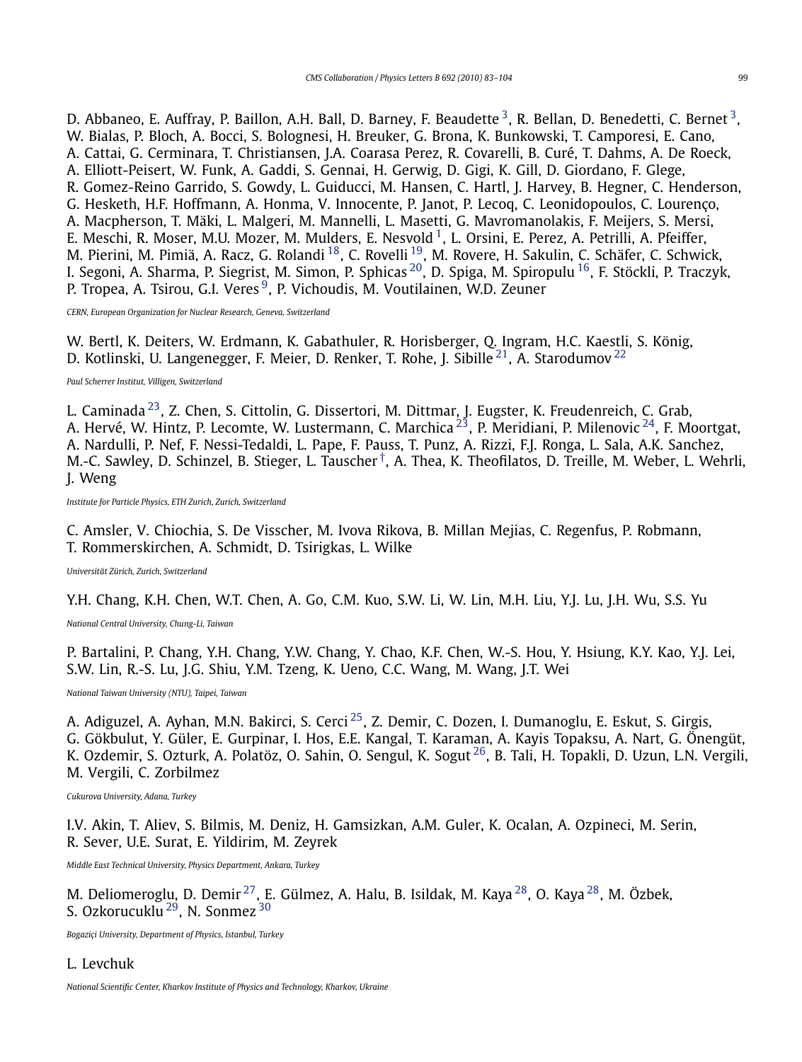D. Abbaneo, E. Auffray, P. Baillon, A.H. Ball, D. Barney, F. Beaudette [3], R. Bellan, D. Benedetti, C. Bernet [3], W. Bialas, P. Bloch, A. Bocci, S. Bolognesi, H. Breuker, G. Brona, K. Bunkowski, T. Camporesi, E. Cano, A. Cattai, G. Cerminara, T. Christiansen, J.A. Coarasa Perez, R. Covarelli, B. Curé, T. Dahms, A. De Roeck, A. Elliott-Peisert, W. Funk, A. Gaddi, S. Gennai, H. Gerwig, D. Gigi, K. Gill, D. Giordano, F. Glege, R. Gomez-Reino Garrido, S. Gowdy, L. Guiducci, M. Hansen, C. Hartl, J. Harvey, B. Hegner, C. Henderson, G. Hesketh, H.F. Hoffmann, A. Honma, V. Innocente, P. Janot, P. Lecoq, C. Leonidopoulos, C. Lourenço, A. Macpherson, T. Mäki, L. Malgeri, M. Mannelli, L. Masetti, G. Mavromanolakis, F. Meijers, S. Mersi, E. Meschi, R. Moser, M.U. Mozer, M. Mulders, E. Nesvold [1], L. Orsini, E. Perez, A. Petrilli, A. Pfeiffer, M. Pierini, M. Pimiä, A. Racz, G. Rolandi [18], C. Rovelli [19], M. Rovere, H. Sakulin, C. Schäfer, C. Schwick, I. Segoni, A. Sharma, P. Siegrist, M. Simon, P. Sphicas [20], D. Spiga, M. Spiropulu [16], F. Stöckli, P. Traczyk, P. Tropea, A. Tsirou, G.I. Veres [9], P. Vichoudis, M. Voutilainen, W.D. Zeuner

*CERN, European Organization for Nuclear Research, Geneva, Switzerland*

W. Bertl, K. Deiters, W. Erdmann, K. Gabathuler, R. Horisberger, Q. Ingram, H.C. Kaestli, S. König, D. Kotlinski, U. Langenegger, F. Meier, D. Renker, T. Rohe, J. Sibille [21], A. Starodumov [22]

*Paul Scherrer Institut, Villigen, Switzerland*

L. Caminada [23], Z. Chen, S. Cittolin, G. Dissertori, M. Dittmar, J. Eugster, K. Freudenreich, C. Grab, A. Hervé, W. Hintz, P. Lecomte, W. Lustermann, C. Marchica [23], P. Meridiani, P. Milenovic [24], F. Moortgat, A. Nardulli, P. Nef, F. Nessi-Tedaldi, L. Pape, F. Pauss, T. Punz, A. Rizzi, F.J. Ronga, L. Sala, A.K. Sanchez, M.-C. Sawley, D. Schinzel, B. Stieger, L. Tauscher [†], A. Thea, K. Theofilatos, D. Treille, M. Weber, L. Wehrli, J. Weng

*Institute for Particle Physics, ETH Zurich, Zurich, Switzerland*

C. Amsler, V. Chiochia, S. De Visscher, M. Ivova Rikova, B. Millan Mejias, C. Regenfus, P. Robmann, T. Rommerskirchen, A. Schmidt, D. Tsirigkas, L. Wilke

*Universität Zürich, Zurich, Switzerland*

Y.H. Chang, K.H. Chen, W.T. Chen, A. Go, C.M. Kuo, S.W. Li, W. Lin, M.H. Liu, Y.J. Lu, J.H. Wu, S.S. Yu

*National Central University, Chung-Li, Taiwan*

P. Bartalini, P. Chang, Y.H. Chang, Y.W. Chang, Y. Chao, K.F. Chen, W.-S. Hou, Y. Hsiung, K.Y. Kao, Y.J. Lei, S.W. Lin, R.-S. Lu, J.G. Shiu, Y.M. Tzeng, K. Ueno, C.C. Wang, M. Wang, J.T. Wei

*National Taiwan University (NTU), Taipei, Taiwan*

A. Adiguzel, A. Ayhan, M.N. Bakirci, S. Cerci [25], Z. Demir, C. Dozen, I. Dumanoglu, E. Eskut, S. Girgis, G. Gökbulut, Y. Güler, E. Gurpinar, I. Hos, E.E. Kangal, T. Karaman, A. Kayis Topaksu, A. Nart, G. Önengüt, K. Ozdemir, S. Ozturk, A. Polatöz, O. Sahin, O. Sengul, K. Sogut [26], B. Tali, H. Topakli, D. Uzun, L.N. Vergili, M. Vergili, C. Zorbilmez

*Cukurova University, Adana, Turkey*

I.V. Akin, T. Aliev, S. Bilmis, M. Deniz, H. Gamsizkan, A.M. Guler, K. Ocalan, A. Ozpineci, M. Serin, R. Sever, U.E. Surat, E. Yildirim, M. Zeyrek

*Middle East Technical University, Physics Department, Ankara, Turkey*

M. Deliomeroglu, D. Demir [27], E. Gülmez, A. Halu, B. Isildak, M. Kaya [28], O. Kaya [28], M. Özbek, S. Ozkorucuklu [29], N. Sonmez [30]

*Bogaziçi University, Department of Physics, Istanbul, Turkey*

L. Levchuk

*National Scientific Center, Kharkov Institute of Physics and Technology, Kharkov, Ukraine*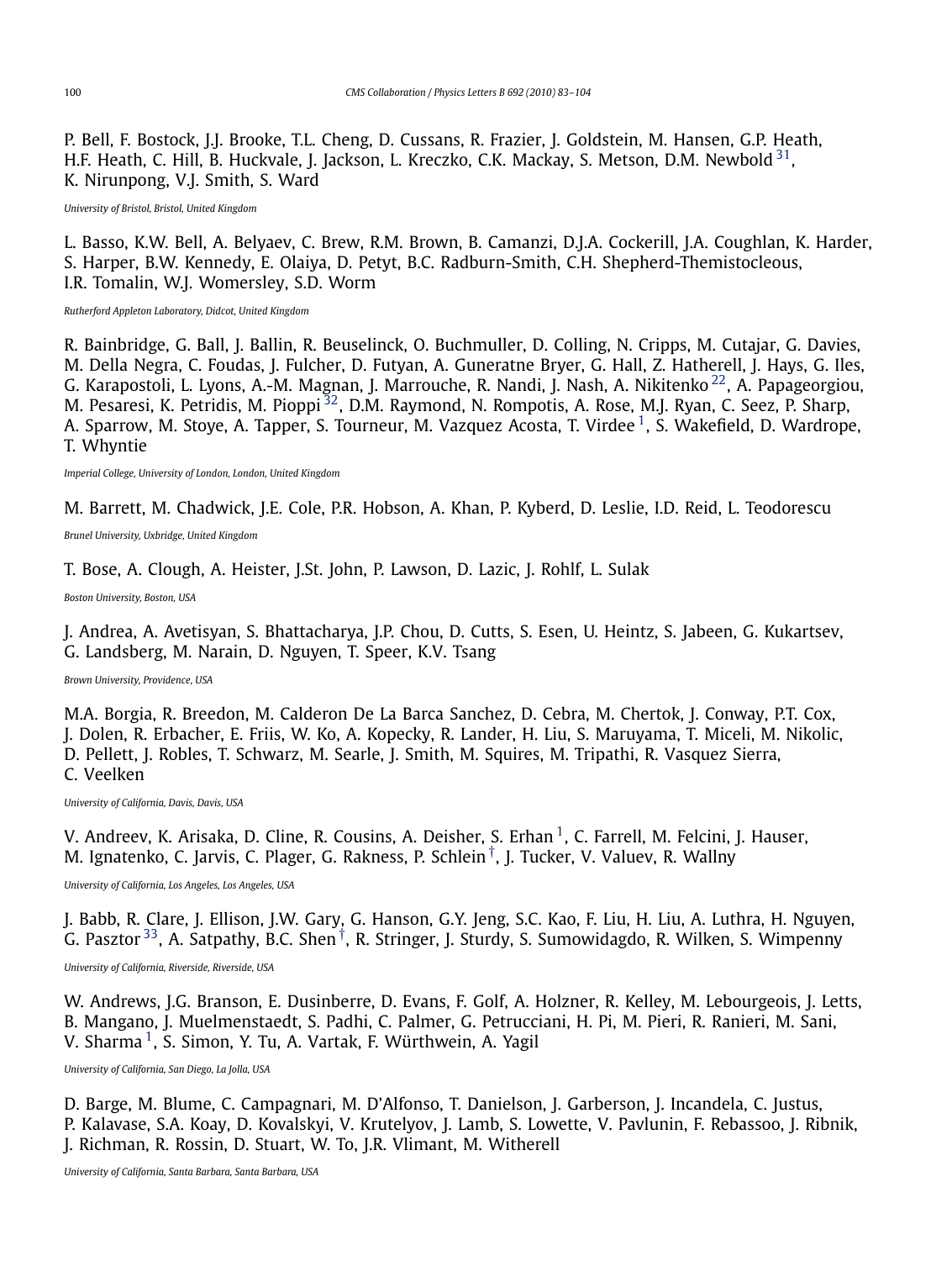P. Bell, F. Bostock, J.J. Brooke, T.L. Cheng, D. Cussans, R. Frazier, J. Goldstein, M. Hansen, G.P. Heath, H.F. Heath, C. Hill, B. Huckvale, J. Jackson, L. Kreczko, C.K. Mackay, S. Metson, D.M. Newbold [31], K. Nirunpong, V.J. Smith, S. Ward

*University of Bristol, Bristol, United Kingdom*

L. Basso, K.W. Bell, A. Belyaev, C. Brew, R.M. Brown, B. Camanzi, D.J.A. Cockerill, J.A. Coughlan, K. Harder, S. Harper, B.W. Kennedy, E. Olaiya, D. Petyt, B.C. Radburn-Smith, C.H. Shepherd-Themistocleous, I.R. Tomalin, W.J. Womersley, S.D. Worm

*Rutherford Appleton Laboratory, Didcot, United Kingdom*

R. Bainbridge, G. Ball, J. Ballin, R. Beuselinck, O. Buchmuller, D. Colling, N. Cripps, M. Cutajar, G. Davies, M. Della Negra, C. Foudas, J. Fulcher, D. Futyan, A. Guneratne Bryer, G. Hall, Z. Hatherell, J. Hays, G. Iles, G. Karapostoli, L. Lyons, A.-M. Magnan, J. Marrouche, R. Nandi, J. Nash, A. Nikitenko [22], A. Papageorgiou, M. Pesaresi, K. Petridis, M. Pioppi [32], D.M. Raymond, N. Rompotis, A. Rose, M.J. Ryan, C. Seez, P. Sharp, A. Sparrow, M. Stoye, A. Tapper, S. Tourneur, M. Vazquez Acosta, T. Virdee [1], S. Wakefield, D. Wardrope, T. Whyntie

*Imperial College, University of London, London, United Kingdom*

M. Barrett, M. Chadwick, J.E. Cole, P.R. Hobson, A. Khan, P. Kyberd, D. Leslie, I.D. Reid, L. Teodorescu

*Brunel University, Uxbridge, United Kingdom*

T. Bose, A. Clough, A. Heister, J.St. John, P. Lawson, D. Lazic, J. Rohlf, L. Sulak

*Boston University, Boston, USA*

J. Andrea, A. Avetisyan, S. Bhattacharya, J.P. Chou, D. Cutts, S. Esen, U. Heintz, S. Jabeen, G. Kukartsev, G. Landsberg, M. Narain, D. Nguyen, T. Speer, K.V. Tsang

*Brown University, Providence, USA*

M.A. Borgia, R. Breedon, M. Calderon De La Barca Sanchez, D. Cebra, M. Chertok, J. Conway, P.T. Cox, J. Dolen, R. Erbacher, E. Friis, W. Ko, A. Kopecky, R. Lander, H. Liu, S. Maruyama, T. Miceli, M. Nikolic, D. Pellett, J. Robles, T. Schwarz, M. Searle, J. Smith, M. Squires, M. Tripathi, R. Vasquez Sierra, C. Veelken

*University of California, Davis, Davis, USA*

V. Andreev, K. Arisaka, D. Cline, R. Cousins, A. Deisher, S. Erhan [1], C. Farrell, M. Felcini, J. Hauser, M. Ignatenko, C. Jarvis, C. Plager, G. Rakness, P. Schlein [†], J. Tucker, V. Valuev, R. Wallny

*University of California, Los Angeles, Los Angeles, USA*

J. Babb, R. Clare, J. Ellison, J.W. Gary, G. Hanson, G.Y. Jeng, S.C. Kao, F. Liu, H. Liu, A. Luthra, H. Nguyen, G. Pasztor [33], A. Satpathy, B.C. Shen [†], R. Stringer, J. Sturdy, S. Sumowidagdo, R. Wilken, S. Wimpenny

*University of California, Riverside, Riverside, USA*

W. Andrews, J.G. Branson, E. Dusinberre, D. Evans, F. Golf, A. Holzner, R. Kelley, M. Lebourgeois, J. Letts, B. Mangano, J. Muelmenstaedt, S. Padhi, C. Palmer, G. Petrucciani, H. Pi, M. Pieri, R. Ranieri, M. Sani, V. Sharma [1], S. Simon, Y. Tu, A. Vartak, F. Würthwein, A. Yagil

*University of California, San Diego, La Jolla, USA*

D. Barge, M. Blume, C. Campagnari, M. D'Alfonso, T. Danielson, J. Garberson, J. Incandela, C. Justus, P. Kalavase, S.A. Koay, D. Kovalskyi, V. Krutelyov, J. Lamb, S. Lowette, V. Pavlunin, F. Rebassoo, J. Ribnik, J. Richman, R. Rossin, D. Stuart, W. To, J.R. Vlimant, M. Witherell

*University of California, Santa Barbara, Santa Barbara, USA*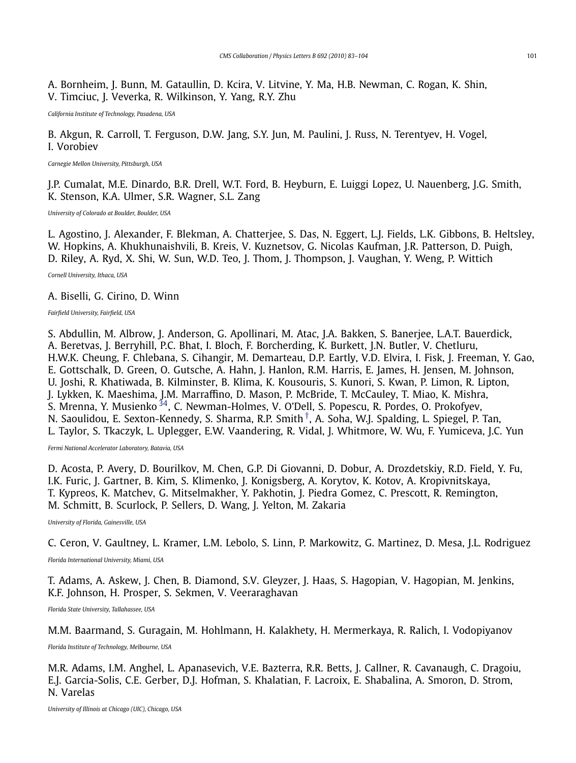A. Bornheim, J. Bunn, M. Gataullin, D. Kcira, V. Litvine, Y. Ma, H.B. Newman, C. Rogan, K. Shin, V. Timciuc, J. Veverka, R. Wilkinson, Y. Yang, R.Y. Zhu

*California Institute of Technology, Pasadena, USA*

B. Akgun, R. Carroll, T. Ferguson, D.W. Jang, S.Y. Jun, M. Paulini, J. Russ, N. Terentyev, H. Vogel, I. Vorobiev

*Carnegie Mellon University, Pittsburgh, USA*

J.P. Cumalat, M.E. Dinardo, B.R. Drell, W.T. Ford, B. Heyburn, E. Luiggi Lopez, U. Nauenberg, J.G. Smith, K. Stenson, K.A. Ulmer, S.R. Wagner, S.L. Zang

*University of Colorado at Boulder, Boulder, USA*

L. Agostino, J. Alexander, F. Blekman, A. Chatterjee, S. Das, N. Eggert, L.J. Fields, L.K. Gibbons, B. Heltsley, W. Hopkins, A. Khukhunaishvili, B. Kreis, V. Kuznetsov, G. Nicolas Kaufman, J.R. Patterson, D. Puigh, D. Riley, A. Ryd, X. Shi, W. Sun, W.D. Teo, J. Thom, J. Thompson, J. Vaughan, Y. Weng, P. Wittich

*Cornell University, Ithaca, USA*

A. Biselli, G. Cirino, D. Winn

*Fairfield University, Fairfield, USA*

S. Abdullin, M. Albrow, J. Anderson, G. Apollinari, M. Atac, J.A. Bakken, S. Banerjee, L.A.T. Bauerdick, A. Beretvas, J. Berryhill, P.C. Bhat, I. Bloch, F. Borcherding, K. Burkett, J.N. Butler, V. Chetluru, H.W.K. Cheung, F. Chlebana, S. Cihangir, M. Demarteau, D.P. Eartly, V.D. Elvira, I. Fisk, J. Freeman, Y. Gao, E. Gottschalk, D. Green, O. Gutsche, A. Hahn, J. Hanlon, R.M. Harris, E. James, H. Jensen, M. Johnson, U. Joshi, R. Khatiwada, B. Kilminster, B. Klima, K. Kousouris, S. Kunori, S. Kwan, P. Limon, R. Lipton, J. Lykken, K. Maeshima, J.M. Marraffino, D. Mason, P. McBride, T. McCauley, T. Miao, K. Mishra, S. Mrenna, Y. Musienko [34], C. Newman-Holmes, V. O'Dell, S. Popescu, R. Pordes, O. Prokofyev, N. Saoulidou, E. Sexton-Kennedy, S. Sharma, R.P. Smith [†], A. Soha, W.J. Spalding, L. Spiegel, P. Tan, L. Taylor, S. Tkaczyk, L. Uplegger, E.W. Vaandering, R. Vidal, J. Whitmore, W. Wu, F. Yumiceva, J.C. Yun

*Fermi National Accelerator Laboratory, Batavia, USA*

D. Acosta, P. Avery, D. Bourilkov, M. Chen, G.P. Di Giovanni, D. Dobur, A. Drozdetskiy, R.D. Field, Y. Fu, I.K. Furic, J. Gartner, B. Kim, S. Klimenko, J. Konigsberg, A. Korytov, K. Kotov, A. Kropivnitskaya, T. Kypreos, K. Matchev, G. Mitselmakher, Y. Pakhotin, J. Piedra Gomez, C. Prescott, R. Remington, M. Schmitt, B. Scurlock, P. Sellers, D. Wang, J. Yelton, M. Zakaria

*University of Florida, Gainesville, USA*

C. Ceron, V. Gaultney, L. Kramer, L.M. Lebolo, S. Linn, P. Markowitz, G. Martinez, D. Mesa, J.L. Rodriguez

*Florida International University, Miami, USA*

T. Adams, A. Askew, J. Chen, B. Diamond, S.V. Gleyzer, J. Haas, S. Hagopian, V. Hagopian, M. Jenkins, K.F. Johnson, H. Prosper, S. Sekmen, V. Veeraraghavan

*Florida State University, Tallahassee, USA*

M.M. Baarmand, S. Guragain, M. Hohlmann, H. Kalakhety, H. Mermerkaya, R. Ralich, I. Vodopiyanov

*Florida Institute of Technology, Melbourne, USA*

M.R. Adams, I.M. Anghel, L. Apanasevich, V.E. Bazterra, R.R. Betts, J. Callner, R. Cavanaugh, C. Dragoiu, E.J. Garcia-Solis, C.E. Gerber, D.J. Hofman, S. Khalatian, F. Lacroix, E. Shabalina, A. Smoron, D. Strom, N. Varelas

*University of Illinois at Chicago (UIC), Chicago, USA*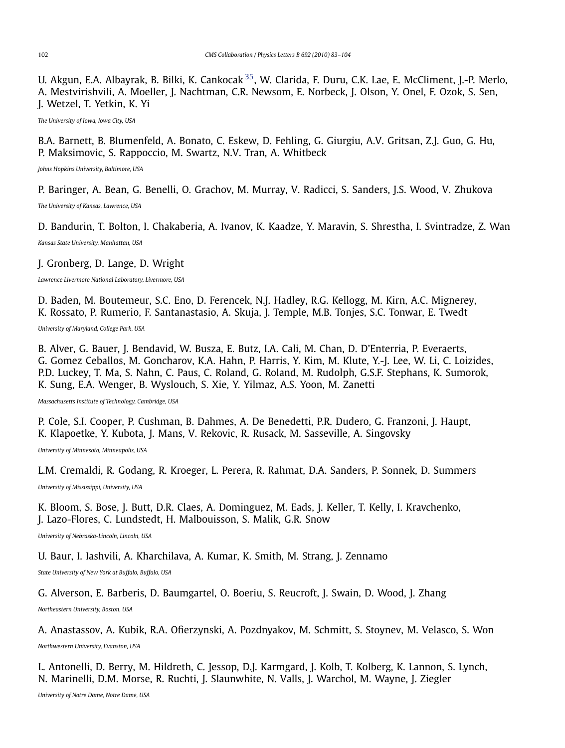U. Akgun, E.A. Albayrak, B. Bilki, K. Cankocak [35], W. Clarida, F. Duru, C.K. Lae, E. McCliment, J.-P. Merlo, A. Mestvirishvili, A. Moeller, J. Nachtman, C.R. Newsom, E. Norbeck, J. Olson, Y. Onel, F. Ozok, S. Sen, J. Wetzel, T. Yetkin, K. Yi

*The University of Iowa, Iowa City, USA*

B.A. Barnett, B. Blumenfeld, A. Bonato, C. Eskew, D. Fehling, G. Giurgiu, A.V. Gritsan, Z.J. Guo, G. Hu, P. Maksimovic, S. Rappoccio, M. Swartz, N.V. Tran, A. Whitbeck

*Johns Hopkins University, Baltimore, USA*

P. Baringer, A. Bean, G. Benelli, O. Grachov, M. Murray, V. Radicci, S. Sanders, J.S. Wood, V. Zhukova

*The University of Kansas, Lawrence, USA*

D. Bandurin, T. Bolton, I. Chakaberia, A. Ivanov, K. Kaadze, Y. Maravin, S. Shrestha, I. Svintradze, Z. Wan

*Kansas State University, Manhattan, USA*

J. Gronberg, D. Lange, D. Wright

*Lawrence Livermore National Laboratory, Livermore, USA*

D. Baden, M. Boutemeur, S.C. Eno, D. Ferencek, N.J. Hadley, R.G. Kellogg, M. Kirn, A.C. Mignerey, K. Rossato, P. Rumerio, F. Santanastasio, A. Skuja, J. Temple, M.B. Tonjes, S.C. Tonwar, E. Twedt

*University of Maryland, College Park, USA*

B. Alver, G. Bauer, J. Bendavid, W. Busza, E. Butz, I.A. Cali, M. Chan, D. D'Enterria, P. Everaerts, G. Gomez Ceballos, M. Goncharov, K.A. Hahn, P. Harris, Y. Kim, M. Klute, Y.-J. Lee, W. Li, C. Loizides, P.D. Luckey, T. Ma, S. Nahn, C. Paus, C. Roland, G. Roland, M. Rudolph, G.S.F. Stephans, K. Sumorok, K. Sung, E.A. Wenger, B. Wyslouch, S. Xie, Y. Yilmaz, A.S. Yoon, M. Zanetti

*Massachusetts Institute of Technology, Cambridge, USA*

P. Cole, S.I. Cooper, P. Cushman, B. Dahmes, A. De Benedetti, P.R. Dudero, G. Franzoni, J. Haupt, K. Klapoetke, Y. Kubota, J. Mans, V. Rekovic, R. Rusack, M. Sasseville, A. Singovsky

*University of Minnesota, Minneapolis, USA*

L.M. Cremaldi, R. Godang, R. Kroeger, L. Perera, R. Rahmat, D.A. Sanders, P. Sonnek, D. Summers

*University of Mississippi, University, USA*

K. Bloom, S. Bose, J. Butt, D.R. Claes, A. Dominguez, M. Eads, J. Keller, T. Kelly, I. Kravchenko, J. Lazo-Flores, C. Lundstedt, H. Malbouisson, S. Malik, G.R. Snow

*University of Nebraska-Lincoln, Lincoln, USA*

U. Baur, I. Iashvili, A. Kharchilava, A. Kumar, K. Smith, M. Strang, J. Zennamo

*State University of New York at Buffalo, Buffalo, USA*

G. Alverson, E. Barberis, D. Baumgartel, O. Boeriu, S. Reucroft, J. Swain, D. Wood, J. Zhang

*Northeastern University, Boston, USA*

A. Anastassov, A. Kubik, R.A. Ofierzynski, A. Pozdnyakov, M. Schmitt, S. Stoynev, M. Velasco, S. Won

*Northwestern University, Evanston, USA*

L. Antonelli, D. Berry, M. Hildreth, C. Jessop, D.J. Karmgard, J. Kolb, T. Kolberg, K. Lannon, S. Lynch, N. Marinelli, D.M. Morse, R. Ruchti, J. Slaunwhite, N. Valls, J. Warchol, M. Wayne, J. Ziegler

*University of Notre Dame, Notre Dame, USA*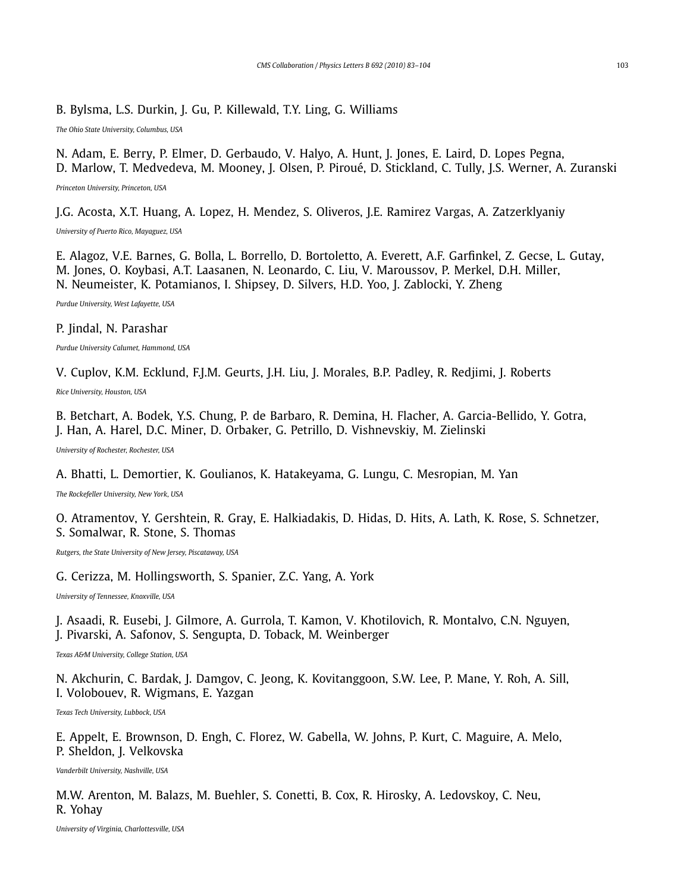B. Bylsma, L.S. Durkin, J. Gu, P. Killewald, T.Y. Ling, G. Williams

*The Ohio State University, Columbus, USA*

N. Adam, E. Berry, P. Elmer, D. Gerbaudo, V. Halyo, A. Hunt, J. Jones, E. Laird, D. Lopes Pegna, D. Marlow, T. Medvedeva, M. Mooney, J. Olsen, P. Piroué, D. Stickland, C. Tully, J.S. Werner, A. Zuranski

*Princeton University, Princeton, USA*

J.G. Acosta, X.T. Huang, A. Lopez, H. Mendez, S. Oliveros, J.E. Ramirez Vargas, A. Zatzerklyaniy

*University of Puerto Rico, Mayaguez, USA*

E. Alagoz, V.E. Barnes, G. Bolla, L. Borrello, D. Bortoletto, A. Everett, A.F. Garfinkel, Z. Gecse, L. Gutay, M. Jones, O. Koybasi, A.T. Laasanen, N. Leonardo, C. Liu, V. Maroussov, P. Merkel, D.H. Miller, N. Neumeister, K. Potamianos, I. Shipsey, D. Silvers, H.D. Yoo, J. Zablocki, Y. Zheng

*Purdue University, West Lafayette, USA*

P. Jindal, N. Parashar

*Purdue University Calumet, Hammond, USA*

V. Cuplov, K.M. Ecklund, F.J.M. Geurts, J.H. Liu, J. Morales, B.P. Padley, R. Redjimi, J. Roberts

*Rice University, Houston, USA*

B. Betchart, A. Bodek, Y.S. Chung, P. de Barbaro, R. Demina, H. Flacher, A. Garcia-Bellido, Y. Gotra, J. Han, A. Harel, D.C. Miner, D. Orbaker, G. Petrillo, D. Vishnevskiy, M. Zielinski

*University of Rochester, Rochester, USA*

A. Bhatti, L. Demortier, K. Goulianos, K. Hatakeyama, G. Lungu, C. Mesropian, M. Yan

*The Rockefeller University, New York, USA*

O. Atramentov, Y. Gershtein, R. Gray, E. Halkiadakis, D. Hidas, D. Hits, A. Lath, K. Rose, S. Schnetzer, S. Somalwar, R. Stone, S. Thomas

*Rutgers, the State University of New Jersey, Piscataway, USA*

G. Cerizza, M. Hollingsworth, S. Spanier, Z.C. Yang, A. York

*University of Tennessee, Knoxville, USA*

J. Asaadi, R. Eusebi, J. Gilmore, A. Gurrola, T. Kamon, V. Khotilovich, R. Montalvo, C.N. Nguyen, J. Pivarski, A. Safonov, S. Sengupta, D. Toback, M. Weinberger

*Texas A&M University, College Station, USA*

N. Akchurin, C. Bardak, J. Damgov, C. Jeong, K. Kovitanggoon, S.W. Lee, P. Mane, Y. Roh, A. Sill, I. Volobouev, R. Wigmans, E. Yazgan

*Texas Tech University, Lubbock, USA*

E. Appelt, E. Brownson, D. Engh, C. Florez, W. Gabella, W. Johns, P. Kurt, C. Maguire, A. Melo, P. Sheldon, J. Velkovska

*Vanderbilt University, Nashville, USA*

M.W. Arenton, M. Balazs, M. Buehler, S. Conetti, B. Cox, R. Hirosky, A. Ledovskoy, C. Neu, R. Yohay

*University of Virginia, Charlottesville, USA*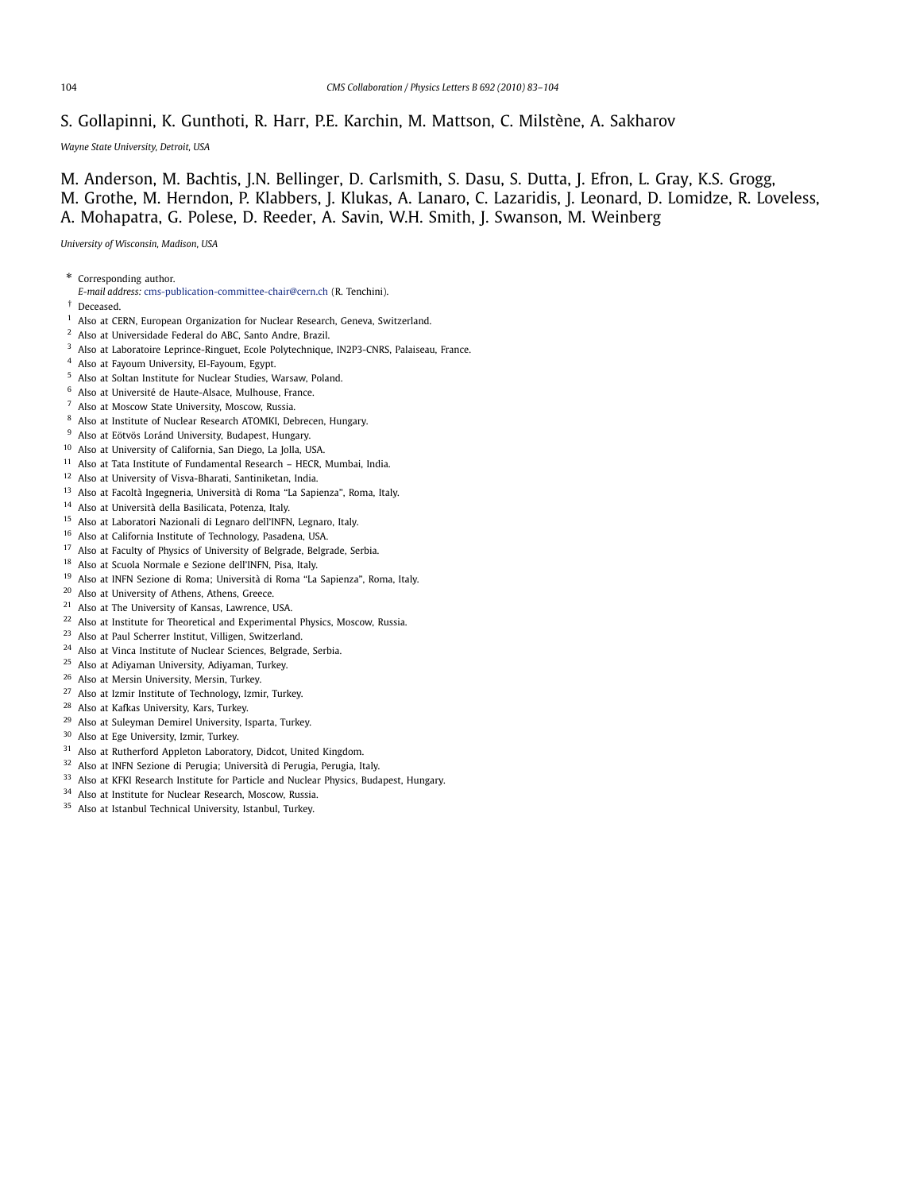S. Gollapinni, K. Gunthoti, R. Harr, P.E. Karchin, M. Mattson, C. Milstène, A. Sakharov

*Wayne State University, Detroit, USA*

M. Anderson, M. Bachtis, J.N. Bellinger, D. Carlsmith, S. Dasu, S. Dutta, J. Efron, L. Gray, K.S. Grogg, M. Grothe, M. Herndon, P. Klabbers, J. Klukas, A. Lanaro, C. Lazaridis, J. Leonard, D. Lomidze, R. Loveless, A. Mohapatra, G. Polese, D. Reeder, A. Savin, W.H. Smith, J. Swanson, M. Weinberg

*University of Wisconsin, Madison, USA*

[*] Corresponding author.
*E-mail address:* cms-publication-committee-chair@cern.ch (R. Tenchini).

[†] Deceased.

[1] Also at CERN, European Organization for Nuclear Research, Geneva, Switzerland.
[2] Also at Universidade Federal do ABC, Santo Andre, Brazil.
[3] Also at Laboratoire Leprince-Ringuet, Ecole Polytechnique, IN2P3-CNRS, Palaiseau, France.
[4] Also at Fayoum University, El-Fayoum, Egypt.
[5] Also at Soltan Institute for Nuclear Studies, Warsaw, Poland.
[6] Also at Université de Haute-Alsace, Mulhouse, France.
[7] Also at Moscow State University, Moscow, Russia.
[8] Also at Institute of Nuclear Research ATOMKI, Debrecen, Hungary.
[9] Also at Eötvös Loránd University, Budapest, Hungary.
[10] Also at University of California, San Diego, La Jolla, USA.
[11] Also at Tata Institute of Fundamental Research – HECR, Mumbai, India.
[12] Also at University of Visva-Bharati, Santiniketan, India.
[13] Also at Facoltà Ingegneria, Università di Roma "La Sapienza", Roma, Italy.
[14] Also at Università della Basilicata, Potenza, Italy.
[15] Also at Laboratori Nazionali di Legnaro dell'INFN, Legnaro, Italy.
[16] Also at California Institute of Technology, Pasadena, USA.
[17] Also at Faculty of Physics of University of Belgrade, Belgrade, Serbia.
[18] Also at Scuola Normale e Sezione dell'INFN, Pisa, Italy.
[19] Also at INFN Sezione di Roma; Università di Roma "La Sapienza", Roma, Italy.
[20] Also at University of Athens, Athens, Greece.
[21] Also at The University of Kansas, Lawrence, USA.
[22] Also at Institute for Theoretical and Experimental Physics, Moscow, Russia.
[23] Also at Paul Scherrer Institut, Villigen, Switzerland.
[24] Also at Vinca Institute of Nuclear Sciences, Belgrade, Serbia.
[25] Also at Adiyaman University, Adiyaman, Turkey.
[26] Also at Mersin University, Mersin, Turkey.
[27] Also at Izmir Institute of Technology, Izmir, Turkey.
[28] Also at Kafkas University, Kars, Turkey.
[29] Also at Suleyman Demirel University, Isparta, Turkey.
[30] Also at Ege University, Izmir, Turkey.
[31] Also at Rutherford Appleton Laboratory, Didcot, United Kingdom.
[32] Also at INFN Sezione di Perugia; Università di Perugia, Perugia, Italy.
[33] Also at KFKI Research Institute for Particle and Nuclear Physics, Budapest, Hungary.
[34] Also at Institute for Nuclear Research, Moscow, Russia.
[35] Also at Istanbul Technical University, Istanbul, Turkey.